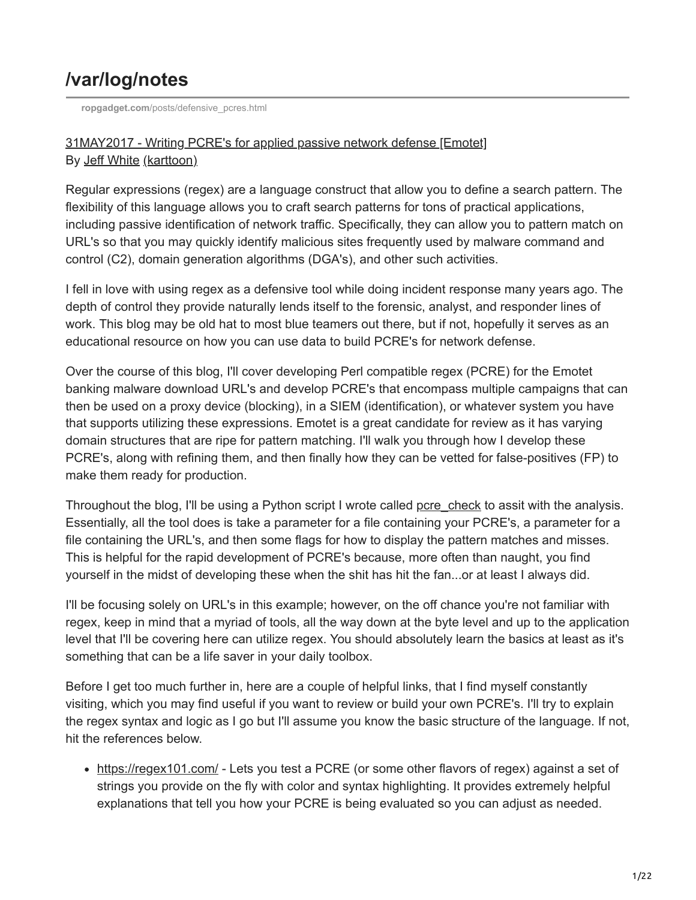# /var/log/notes

ropgadget.com/posts/defensive_pcres.html

31MAY2017 - Writing PCRE's for applied passive network defense [Emotet]
By Jeff White (karttoon)

Regular expressions (regex) are a language construct that allow you to define a search pattern. The flexibility of this language allows you to craft search patterns for tons of practical applications, including passive identification of network traffic. Specifically, they can allow you to pattern match on URL's so that you may quickly identify malicious sites frequently used by malware command and control (C2), domain generation algorithms (DGA's), and other such activities.

I fell in love with using regex as a defensive tool while doing incident response many years ago. The depth of control they provide naturally lends itself to the forensic, analyst, and responder lines of work. This blog may be old hat to most blue teamers out there, but if not, hopefully it serves as an educational resource on how you can use data to build PCRE's for network defense.

Over the course of this blog, I'll cover developing Perl compatible regex (PCRE) for the Emotet banking malware download URL's and develop PCRE's that encompass multiple campaigns that can then be used on a proxy device (blocking), in a SIEM (identification), or whatever system you have that supports utilizing these expressions. Emotet is a great candidate for review as it has varying domain structures that are ripe for pattern matching. I'll walk you through how I develop these PCRE's, along with refining them, and then finally how they can be vetted for false-positives (FP) to make them ready for production.

Throughout the blog, I'll be using a Python script I wrote called pcre_check to assit with the analysis. Essentially, all the tool does is take a parameter for a file containing your PCRE's, a parameter for a file containing the URL's, and then some flags for how to display the pattern matches and misses. This is helpful for the rapid development of PCRE's because, more often than naught, you find yourself in the midst of developing these when the shit has hit the fan...or at least I always did.

I'll be focusing solely on URL's in this example; however, on the off chance you're not familiar with regex, keep in mind that a myriad of tools, all the way down at the byte level and up to the application level that I'll be covering here can utilize regex. You should absolutely learn the basics at least as it's something that can be a life saver in your daily toolbox.

Before I get too much further in, here are a couple of helpful links, that I find myself constantly visiting, which you may find useful if you want to review or build your own PCRE's. I'll try to explain the regex syntax and logic as I go but I'll assume you know the basic structure of the language. If not, hit the references below.

- https://regex101.com/ - Lets you test a PCRE (or some other flavors of regex) against a set of strings you provide on the fly with color and syntax highlighting. It provides extremely helpful explanations that tell you how your PCRE is being evaluated so you can adjust as needed.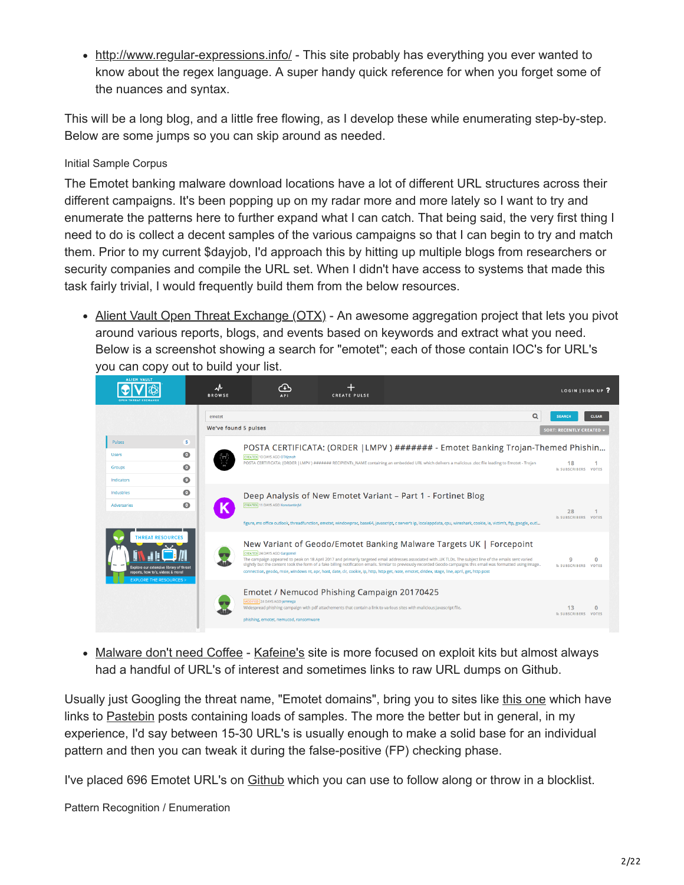- http://www.regular-expressions.info/ - This site probably has everything you ever wanted to know about the regex language. A super handy quick reference for when you forget some of the nuances and syntax.

This will be a long blog, and a little free flowing, as I develop these while enumerating step-by-step. Below are some jumps so you can skip around as needed.

Initial Sample Corpus

The Emotet banking malware download locations have a lot of different URL structures across their different campaigns. It's been popping up on my radar more and more lately so I want to try and enumerate the patterns here to further expand what I can catch. That being said, the very first thing I need to do is collect a decent samples of the various campaigns so that I can begin to try and match them. Prior to my current $dayjob, I'd approach this by hitting up multiple blogs from researchers or security companies and compile the URL set. When I didn't have access to systems that made this task fairly trivial, I would frequently build them from the below resources.

- Alient Vault Open Threat Exchange (OTX) - An awesome aggregation project that lets you pivot around various reports, blogs, and events based on keywords and extract what you need. Below is a screenshot showing a search for "emotet"; each of those contain IOC's for URL's you can copy out to build your list.

- Malware don't need Coffee - Kafeine's site is more focused on exploit kits but almost always had a handful of URL's of interest and sometimes links to raw URL dumps on Github.

Usually just Googling the threat name, "Emotet domains", bring you to sites like this one which have links to Pastebin posts containing loads of samples. The more the better but in general, in my experience, I'd say between 15-30 URL's is usually enough to make a solid base for an individual pattern and then you can tweak it during the false-positive (FP) checking phase.

I've placed 696 Emotet URL's on Github which you can use to follow along or throw in a blocklist.

Pattern Recognition / Enumeration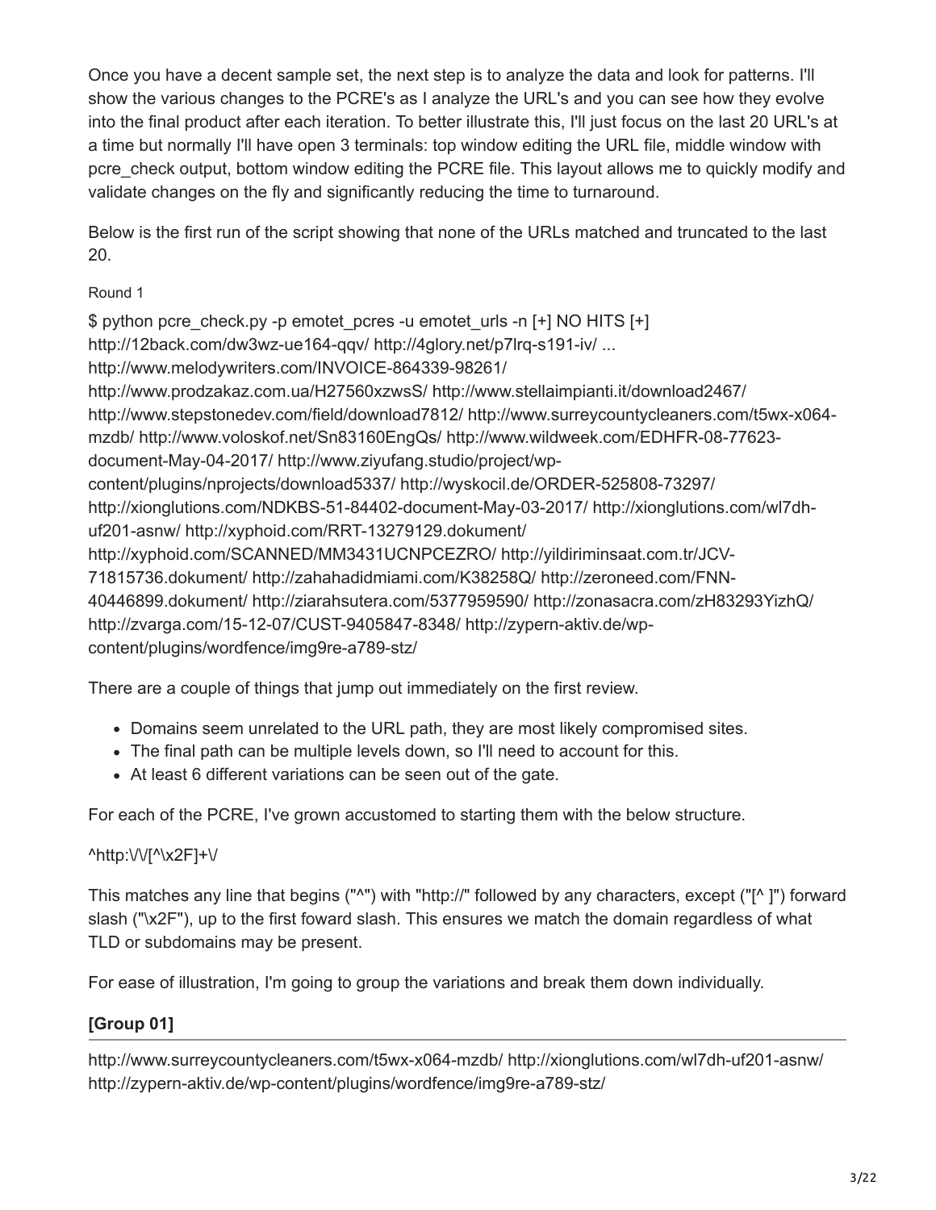Once you have a decent sample set, the next step is to analyze the data and look for patterns. I'll show the various changes to the PCRE's as I analyze the URL's and you can see how they evolve into the final product after each iteration. To better illustrate this, I'll just focus on the last 20 URL's at a time but normally I'll have open 3 terminals: top window editing the URL file, middle window with pcre_check output, bottom window editing the PCRE file. This layout allows me to quickly modify and validate changes on the fly and significantly reducing the time to turnaround.

Below is the first run of the script showing that none of the URLs matched and truncated to the last 20.

Round 1

```
$ python pcre_check.py -p emotet_pcres -u emotet_urls -n [+] NO HITS [+]
http://12back.com/dw3wz-ue164-qqv/ http://4glory.net/p7lrq-s191-iv/ ...
http://www.melodywriters.com/INVOICE-864339-98261/
http://www.prodzakaz.com.ua/H27560xzwsS/ http://www.stellaimpianti.it/download2467/
http://www.stepstonedev.com/field/download7812/ http://www.surreycountycleaners.com/t5wx-x064-mzdb/ http://www.voloskof.net/Sn83160EngQs/ http://www.wildweek.com/EDHFR-08-77623-document-May-04-2017/ http://www.ziyufang.studio/project/wp-content/plugins/nprojects/download5337/ http://wyskocil.de/ORDER-525808-73297/
http://xionglutions.com/NDKBS-51-84402-document-May-03-2017/ http://xionglutions.com/wl7dh-uf201-asnw/ http://xyphoid.com/RRT-13279129.dokument/
http://xyphoid.com/SCANNED/MM3431UCNPCEZRO/ http://yildiriminsaat.com.tr/JCV-71815736.dokument/ http://zahahadidmiami.com/K38258Q/ http://zeroneed.com/FNN-40446899.dokument/ http://ziarahsutera.com/5377959590/ http://zonasacra.com/zH83293YizhQ/
http://zvarga.com/15-12-07/CUST-9405847-8348/ http://zypern-aktiv.de/wp-content/plugins/wordfence/img9re-a789-stz/
```

There are a couple of things that jump out immediately on the first review.

- Domains seem unrelated to the URL path, they are most likely compromised sites.
- The final path can be multiple levels down, so I'll need to account for this.
- At least 6 different variations can be seen out of the gate.

For each of the PCRE, I've grown accustomed to starting them with the below structure.

```
^http:\/\/[^\x2F]+\/
```

This matches any line that begins ("^") with "http://" followed by any characters, except ("[^ ]") forward slash ("\x2F"), up to the first foward slash. This ensures we match the domain regardless of what TLD or subdomains may be present.

For ease of illustration, I'm going to group the variations and break them down individually.

### [Group 01]

```
http://www.surreycountycleaners.com/t5wx-x064-mzdb/ http://xionglutions.com/wl7dh-uf201-asnw/
http://zypern-aktiv.de/wp-content/plugins/wordfence/img9re-a789-stz/
```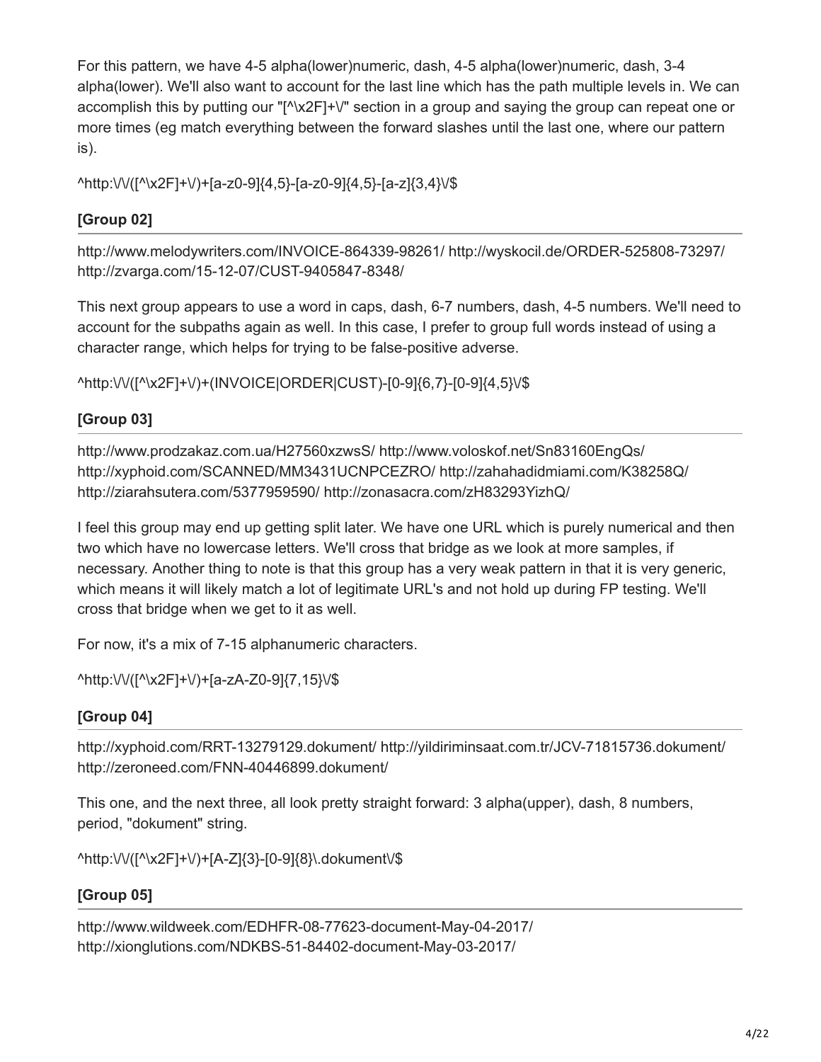For this pattern, we have 4-5 alpha(lower)numeric, dash, 4-5 alpha(lower)numeric, dash, 3-4 alpha(lower). We'll also want to account for the last line which has the path multiple levels in. We can accomplish this by putting our "[^\x2F]+\/" section in a group and saying the group can repeat one or more times (eg match everything between the forward slashes until the last one, where our pattern is).

```
^http:\/\/([^\x2F]+\/)+[a-z0-9]{4,5}-[a-z0-9]{4,5}-[a-z]{3,4}\/$
```

**[Group 02]**

http://www.melodywriters.com/INVOICE-864339-98261/ http://wyskocil.de/ORDER-525808-73297/ http://zvarga.com/15-12-07/CUST-9405847-8348/

This next group appears to use a word in caps, dash, 6-7 numbers, dash, 4-5 numbers. We'll need to account for the subpaths again as well. In this case, I prefer to group full words instead of using a character range, which helps for trying to be false-positive adverse.

```
^http:\/\/([^\x2F]+\/)+(INVOICE|ORDER|CUST)-[0-9]{6,7}-[0-9]{4,5}\/$
```

**[Group 03]**

http://www.prodzakaz.com.ua/H27560xzwsS/ http://www.voloskof.net/Sn83160EngQs/ http://xyphoid.com/SCANNED/MM3431UCNPCEZRO/ http://zahahadidmiami.com/K38258Q/ http://ziarahsutera.com/5377959590/ http://zonasacra.com/zH83293YizhQ/

I feel this group may end up getting split later. We have one URL which is purely numerical and then two which have no lowercase letters. We'll cross that bridge as we look at more samples, if necessary. Another thing to note is that this group has a very weak pattern in that it is very generic, which means it will likely match a lot of legitimate URL's and not hold up during FP testing. We'll cross that bridge when we get to it as well.

For now, it's a mix of 7-15 alphanumeric characters.

```
^http:\/\/([^\x2F]+\/)+[a-zA-Z0-9]{7,15}\/$
```

**[Group 04]**

http://xyphoid.com/RRT-13279129.dokument/ http://yildiriminsaat.com.tr/JCV-71815736.dokument/ http://zeroneed.com/FNN-40446899.dokument/

This one, and the next three, all look pretty straight forward: 3 alpha(upper), dash, 8 numbers, period, "dokument" string.

```
^http:\/\/([^\x2F]+\/)+[A-Z]{3}-[0-9]{8}\.dokument\/$
```

**[Group 05]**

http://www.wildweek.com/EDHFR-08-77623-document-May-04-2017/
http://xionglutions.com/NDKBS-51-84402-document-May-03-2017/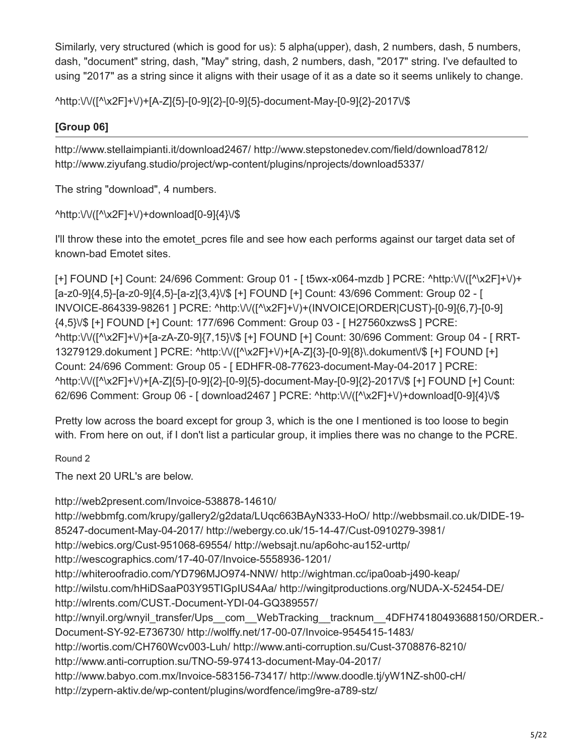Similarly, very structured (which is good for us): 5 alpha(upper), dash, 2 numbers, dash, 5 numbers, dash, "document" string, dash, "May" string, dash, 2 numbers, dash, "2017" string. I've defaulted to using "2017" as a string since it aligns with their usage of it as a date so it seems unlikely to change.

```
^http:\/\/([^\x2F]+\/)+[A-Z]{5}-[0-9]{2}-[0-9]{5}-document-May-[0-9]{2}-2017\/$
```

**[Group 06]**

http://www.stellaimpianti.it/download2467/ http://www.stepstonedev.com/field/download7812/ http://www.ziyufang.studio/project/wp-content/plugins/nprojects/download5337/

The string "download", 4 numbers.

```
^http:\/\/([^\x2F]+\/)+download[0-9]{4}\/$
```

I'll throw these into the emotet_pcres file and see how each performs against our target data set of known-bad Emotet sites.

```
[+] FOUND [+] Count: 24/696 Comment: Group 01 - [ t5wx-x064-mzdb ] PCRE: ^http:\/\/([^\x2F]+\/)+[a-z0-9]{4,5}-[a-z0-9]{4,5}-[a-z]{3,4}\/$ [+] FOUND [+] Count: 43/696 Comment: Group 02 - [ INVOICE-864339-98261 ] PCRE: ^http:\/\/([^\x2F]+\/)+(INVOICE|ORDER|CUST)-[0-9]{6,7}-[0-9]{4,5}\/$ [+] FOUND [+] Count: 177/696 Comment: Group 03 - [ H27560xzwsS ] PCRE: ^http:\/\/([^\x2F]+\/)+[a-zA-Z0-9]{7,15}\/$ [+] FOUND [+] Count: 30/696 Comment: Group 04 - [ RRT-13279129.dokument ] PCRE: ^http:\/\/([^\x2F]+\/)+[A-Z]{3}-[0-9]{8}\.dokument\/$ [+] FOUND [+] Count: 24/696 Comment: Group 05 - [ EDHFR-08-77623-document-May-04-2017 ] PCRE: ^http:\/\/([^\x2F]+\/)+[A-Z]{5}-[0-9]{2}-[0-9]{5}-document-May-[0-9]{2}-2017\/$ [+] FOUND [+] Count: 62/696 Comment: Group 06 - [ download2467 ] PCRE: ^http:\/\/([^\x2F]+\/)+download[0-9]{4}\/$
```

Pretty low across the board except for group 3, which is the one I mentioned is too loose to begin with. From here on out, if I don't list a particular group, it implies there was no change to the PCRE.

Round 2

The next 20 URL's are below.

http://web2present.com/Invoice-538878-14610/
http://webbmfg.com/krupy/gallery2/g2data/LUqc663BAyN333-HoO/ http://webbsmail.co.uk/DIDE-19-85247-document-May-04-2017/ http://webergy.co.uk/15-14-47/Cust-0910279-3981/
http://webics.org/Cust-951068-69554/ http://websajt.nu/ap6ohc-au152-urttp/
http://wescographics.com/17-40-07/Invoice-5558936-1201/
http://whiteroofradio.com/YD796MJO974-NNW/ http://wightman.cc/ipa0oab-j490-keap/
http://wilstu.com/hHiDSaaP03Y95TIGpIUS4Aa/ http://wingitproductions.org/NUDA-X-52454-DE/
http://wlrents.com/CUST.-Document-YDI-04-GQ389557/
http://wnyil.org/wnyil_transfer/Ups__com__WebTracking__tracknum__4DFH74180493688150/ORDER.-Document-SY-92-E736730/ http://wolffy.net/17-00-07/Invoice-9545415-1483/
http://wortis.com/CH760Wcv003-Luh/ http://www.anti-corruption.su/Cust-3708876-8210/
http://www.anti-corruption.su/TNO-59-97413-document-May-04-2017/
http://www.babyo.com.mx/Invoice-583156-73417/ http://www.doodle.tj/yW1NZ-sh00-cH/
http://zypern-aktiv.de/wp-content/plugins/wordfence/img9re-a789-stz/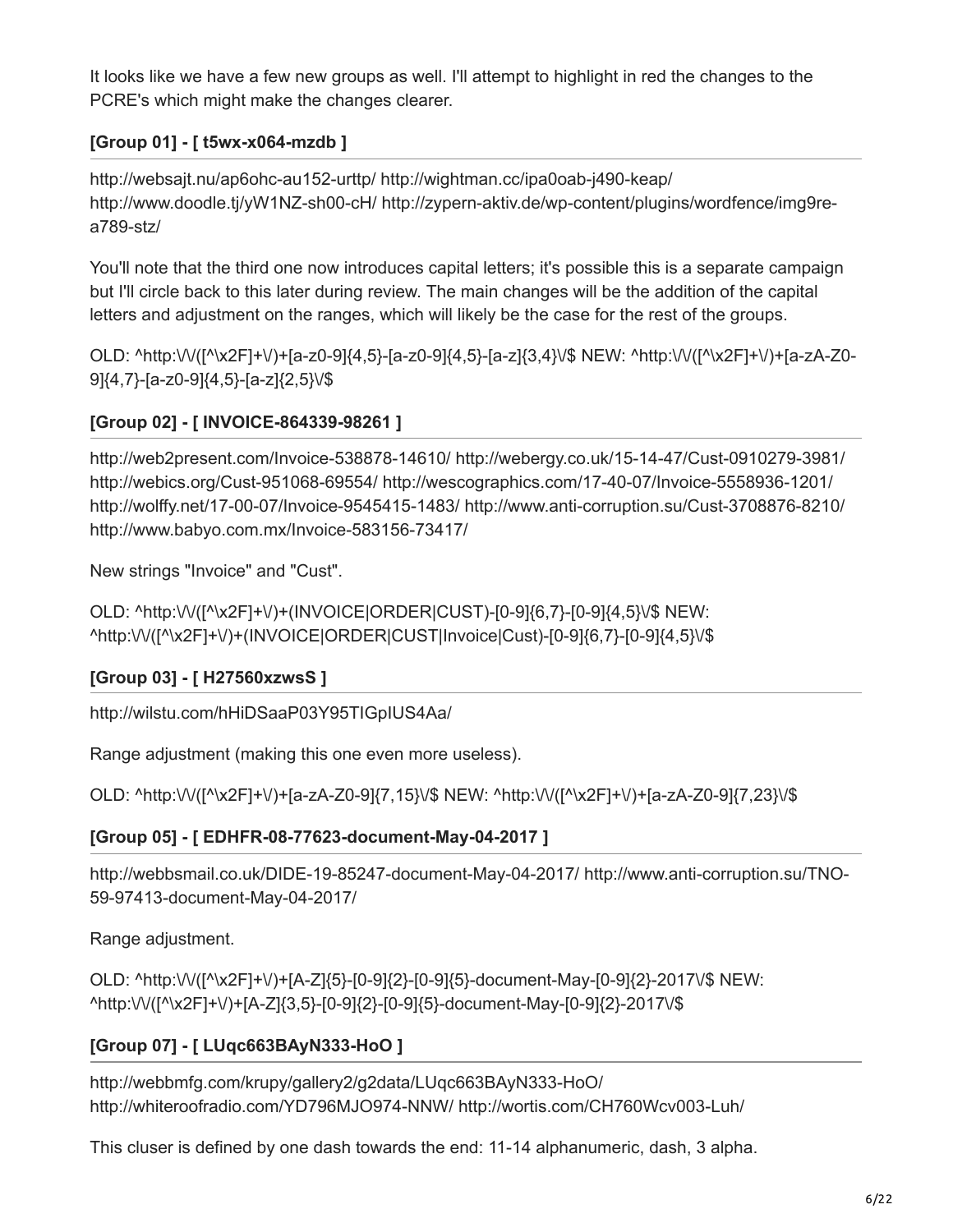It looks like we have a few new groups as well. I'll attempt to highlight in red the changes to the PCRE's which might make the changes clearer.

### [Group 01] - [ t5wx-x064-mzdb ]

http://websajt.nu/ap6ohc-au152-urttp/ http://wightman.cc/ipa0oab-j490-keap/ http://www.doodle.tj/yW1NZ-sh00-cH/ http://zypern-aktiv.de/wp-content/plugins/wordfence/img9re-a789-stz/

You'll note that the third one now introduces capital letters; it's possible this is a separate campaign but I'll circle back to this later during review. The main changes will be the addition of the capital letters and adjustment on the ranges, which will likely be the case for the rest of the groups.

OLD: ^http:\/\/([^\x2F]+\/)+[a-z0-9]{4,5}-[a-z0-9]{4,5}-[a-z]{3,4}\/$ NEW: ^http:\/\/([^\x2F]+\/)+[a-zA-Z0-9]{4,7}-[a-z0-9]{4,5}-[a-z]{2,5}\/$

### [Group 02] - [ INVOICE-864339-98261 ]

http://web2present.com/Invoice-538878-14610/ http://webergy.co.uk/15-14-47/Cust-0910279-3981/ http://webics.org/Cust-951068-69554/ http://wescographics.com/17-40-07/Invoice-5558936-1201/ http://wolffy.net/17-00-07/Invoice-9545415-1483/ http://www.anti-corruption.su/Cust-3708876-8210/ http://www.babyo.com.mx/Invoice-583156-73417/

New strings "Invoice" and "Cust".

OLD: ^http:\/\/([^\x2F]+\/)+(INVOICE|ORDER|CUST)-[0-9]{6,7}-[0-9]{4,5}\/$ NEW: ^http:\/\/([^\x2F]+\/)+(INVOICE|ORDER|CUST|Invoice|Cust)-[0-9]{6,7}-[0-9]{4,5}\/$

### [Group 03] - [ H27560xzwsS ]

http://wilstu.com/hHiDSaaP03Y95TIGpIUS4Aa/

Range adjustment (making this one even more useless).

OLD: ^http:\/\/([^\x2F]+\/)+[a-zA-Z0-9]{7,15}\/$ NEW: ^http:\/\/([^\x2F]+\/)+[a-zA-Z0-9]{7,23}\/$

### [Group 05] - [ EDHFR-08-77623-document-May-04-2017 ]

http://webbsmail.co.uk/DIDE-19-85247-document-May-04-2017/ http://www.anti-corruption.su/TNO-59-97413-document-May-04-2017/

Range adjustment.

OLD: ^http:\/\/([^\x2F]+\/)+[A-Z]{5}-[0-9]{2}-[0-9]{5}-document-May-[0-9]{2}-2017\/$ NEW: ^http:\/\/([^\x2F]+\/)+[A-Z]{3,5}-[0-9]{2}-[0-9]{5}-document-May-[0-9]{2}-2017\/$

### [Group 07] - [ LUqc663BAyN333-HoO ]

http://webbmfg.com/krupy/gallery2/g2data/LUqc663BAyN333-HoO/ http://whiteroofradio.com/YD796MJO974-NNW/ http://wortis.com/CH760Wcv003-Luh/

This cluser is defined by one dash towards the end: 11-14 alphanumeric, dash, 3 alpha.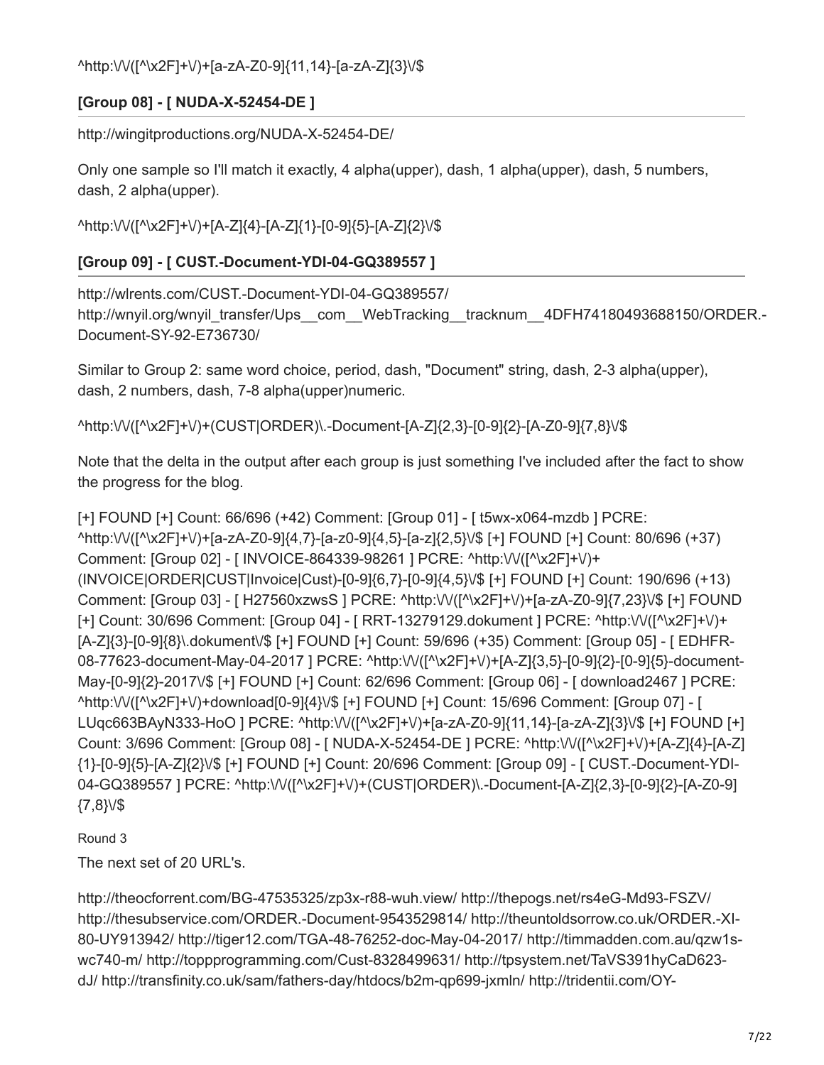^http:\/\/([^\x2F]+\/)+[a-zA-Z0-9]{11,14}-[a-zA-Z]{3}\/$

### [Group 08] - [ NUDA-X-52454-DE ]

http://wingitproductions.org/NUDA-X-52454-DE/

Only one sample so I'll match it exactly, 4 alpha(upper), dash, 1 alpha(upper), dash, 5 numbers, dash, 2 alpha(upper).

^http:\/\/([^\x2F]+\/)+[A-Z]{4}-[A-Z]{1}-[0-9]{5}-[A-Z]{2}\/$

### [Group 09] - [ CUST.-Document-YDI-04-GQ389557 ]

http://wlrents.com/CUST.-Document-YDI-04-GQ389557/
http://wnyil.org/wnyil_transfer/Ups__com__WebTracking__tracknum__4DFH74180493688150/ORDER.-Document-SY-92-E736730/

Similar to Group 2: same word choice, period, dash, "Document" string, dash, 2-3 alpha(upper), dash, 2 numbers, dash, 7-8 alpha(upper)numeric.

^http:\/\/([^\x2F]+\/)+(CUST|ORDER)\.-Document-[A-Z]{2,3}-[0-9]{2}-[A-Z0-9]{7,8}\/$

Note that the delta in the output after each group is just something I've included after the fact to show the progress for the blog.

[+] FOUND [+] Count: 66/696 (+42) Comment: [Group 01] - [ t5wx-x064-mzdb ] PCRE: ^http:\/\/([^\x2F]+\/)+[a-zA-Z0-9]{4,7}-[a-z0-9]{4,5}-[a-z]{2,5}\/$ [+] FOUND [+] Count: 80/696 (+37) Comment: [Group 02] - [ INVOICE-864339-98261 ] PCRE: ^http:\/\/([^\x2F]+\/)+(INVOICE|ORDER|CUST|Invoice|Cust)-[0-9]{6,7}-[0-9]{4,5}\/$ [+] FOUND [+] Count: 190/696 (+13) Comment: [Group 03] - [ H27560xzwsS ] PCRE: ^http:\/\/([^\x2F]+\/)+[a-zA-Z0-9]{7,23}\/$ [+] FOUND [+] Count: 30/696 Comment: [Group 04] - [ RRT-13279129.dokument ] PCRE: ^http:\/\/([^\x2F]+\/)+[A-Z]{3}-[0-9]{8}\.dokument\/$ [+] FOUND [+] Count: 59/696 (+35) Comment: [Group 05] - [ EDHFR-08-77623-document-May-04-2017 ] PCRE: ^http:\/\/([^\x2F]+\/)+[A-Z]{3,5}-[0-9]{2}-[0-9]{5}-document-May-[0-9]{2}-2017\/$ [+] FOUND [+] Count: 62/696 Comment: [Group 06] - [ download2467 ] PCRE: ^http:\/\/([^\x2F]+\/)+download[0-9]{4}\/$ [+] FOUND [+] Count: 15/696 Comment: [Group 07] - [ LUqc663BAyN333-HoO ] PCRE: ^http:\/\/([^\x2F]+\/)+[a-zA-Z0-9]{11,14}-[a-zA-Z]{3}\/$ [+] FOUND [+] Count: 3/696 Comment: [Group 08] - [ NUDA-X-52454-DE ] PCRE: ^http:\/\/([^\x2F]+\/)+[A-Z]{4}-[A-Z]{1}-[0-9]{5}-[A-Z]{2}\/$ [+] FOUND [+] Count: 20/696 Comment: [Group 09] - [ CUST.-Document-YDI-04-GQ389557 ] PCRE: ^http:\/\/([^\x2F]+\/)+(CUST|ORDER)\.-Document-[A-Z]{2,3}-[0-9]{2}-[A-Z0-9]{7,8}\/$

Round 3

The next set of 20 URL's.

http://theocforrent.com/BG-47535325/zp3x-r88-wuh.view/ http://thepogs.net/rs4eG-Md93-FSZV/ http://thesubservice.com/ORDER.-Document-9543529814/ http://theuntoldsorrow.co.uk/ORDER.-XI-80-UY913942/ http://tiger12.com/TGA-48-76252-doc-May-04-2017/ http://timmadden.com.au/qzw1s-wc740-m/ http://toppprogramming.com/Cust-8328499631/ http://tpsystem.net/TaVS391hyCaD623-dJ/ http://transfinity.co.uk/sam/fathers-day/htdocs/b2m-qp699-jxmln/ http://tridentii.com/OY-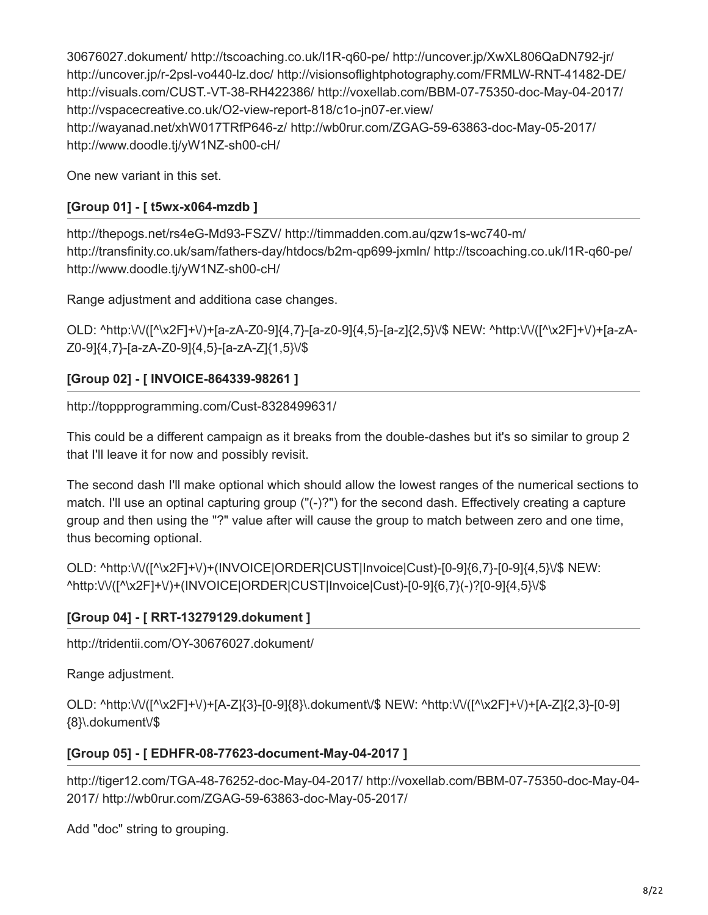30676027.dokument/ http://tscoaching.co.uk/l1R-q60-pe/ http://uncover.jp/XwXL806QaDN792-jr/ http://uncover.jp/r-2psl-vo440-lz.doc/ http://visionsoflightphotography.com/FRMLW-RNT-41482-DE/ http://visuals.com/CUST.-VT-38-RH422386/ http://voxellab.com/BBM-07-75350-doc-May-04-2017/ http://vspacecreative.co.uk/O2-view-report-818/c1o-jn07-er.view/ http://wayanad.net/xhW017TRfP646-z/ http://wb0rur.com/ZGAG-59-63863-doc-May-05-2017/ http://www.doodle.tj/yW1NZ-sh00-cH/

One new variant in this set.

### [Group 01] - [ t5wx-x064-mzdb ]

http://thepogs.net/rs4eG-Md93-FSZV/ http://timmadden.com.au/qzw1s-wc740-m/ http://transfinity.co.uk/sam/fathers-day/htdocs/b2m-qp699-jxmln/ http://tscoaching.co.uk/l1R-q60-pe/ http://www.doodle.tj/yW1NZ-sh00-cH/

Range adjustment and additiona case changes.

OLD: ^http:\/\/([^\x2F]+\/)+[a-zA-Z0-9]{4,7}-[a-z0-9]{4,5}-[a-z]{2,5}\/$ NEW: ^http:\/\/([^\x2F]+\/)+[a-zA-Z0-9]{4,7}-[a-zA-Z0-9]{4,5}-[a-zA-Z]{1,5}\/$

### [Group 02] - [ INVOICE-864339-98261 ]

http://toppprogramming.com/Cust-8328499631/

This could be a different campaign as it breaks from the double-dashes but it's so similar to group 2 that I'll leave it for now and possibly revisit.

The second dash I'll make optional which should allow the lowest ranges of the numerical sections to match. I'll use an optinal capturing group ("(-)?") for the second dash. Effectively creating a capture group and then using the "?" value after will cause the group to match between zero and one time, thus becoming optional.

OLD: ^http:\/\/([^\x2F]+\/)+(INVOICE|ORDER|CUST|Invoice|Cust)-[0-9]{6,7}-[0-9]{4,5}\/$ NEW: ^http:\/\/([^\x2F]+\/)+(INVOICE|ORDER|CUST|Invoice|Cust)-[0-9]{6,7}(-)?[0-9]{4,5}\/$

### [Group 04] - [ RRT-13279129.dokument ]

http://tridentii.com/OY-30676027.dokument/

Range adjustment.

OLD: ^http:\/\/([^\x2F]+\/)+[A-Z]{3}-[0-9]{8}\.dokument\/$ NEW: ^http:\/\/([^\x2F]+\/)+[A-Z]{2,3}-[0-9]{8}\.dokument\/$

### [Group 05] - [ EDHFR-08-77623-document-May-04-2017 ]

http://tiger12.com/TGA-48-76252-doc-May-04-2017/ http://voxellab.com/BBM-07-75350-doc-May-04-2017/ http://wb0rur.com/ZGAG-59-63863-doc-May-05-2017/

Add "doc" string to grouping.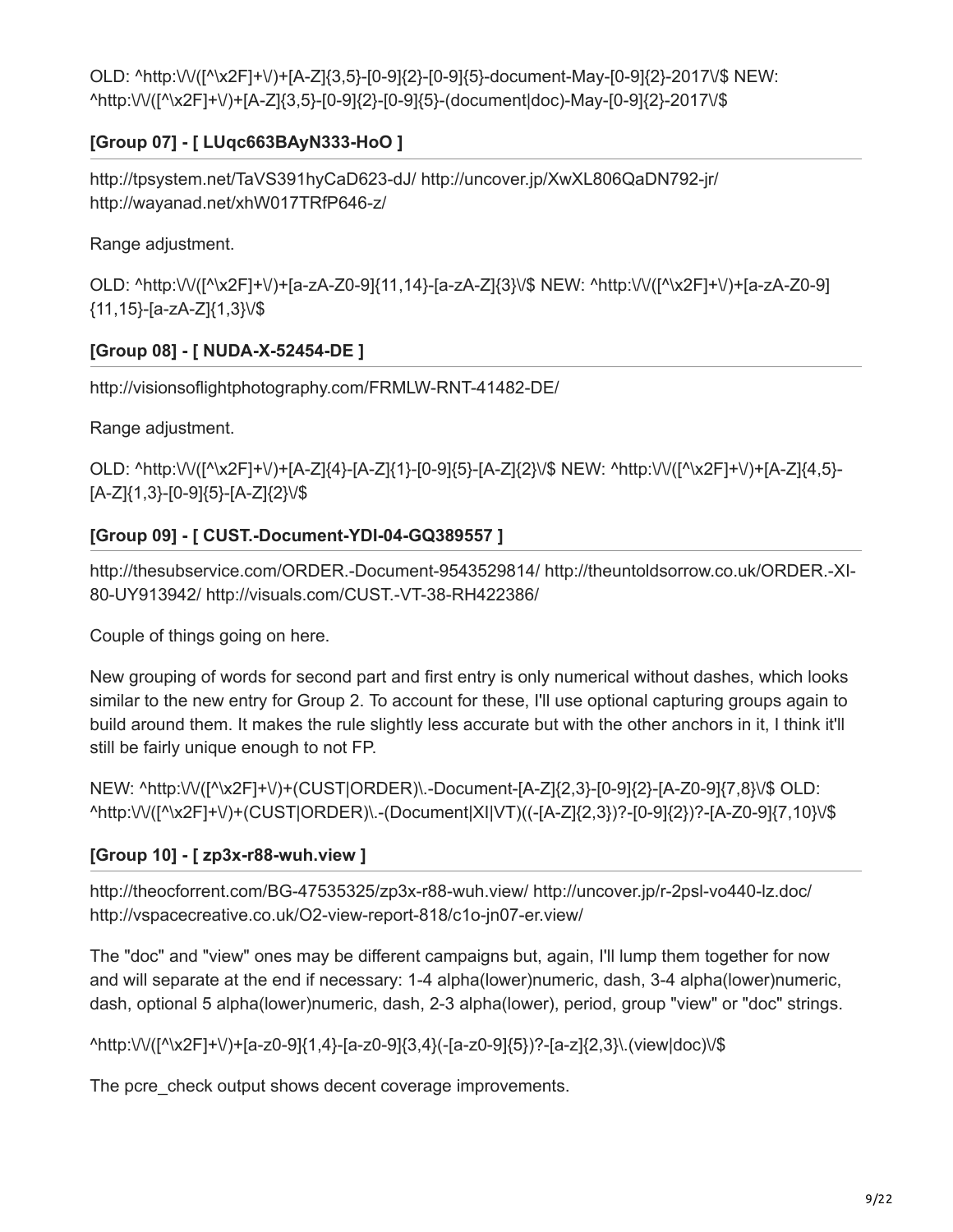OLD: ^http:\/\/([^\x2F]+\/)+[A-Z]{3,5}-[0-9]{2}-[0-9]{5}-document-May-[0-9]{2}-2017\/$ NEW: ^http:\/\/([^\x2F]+\/)+[A-Z]{3,5}-[0-9]{2}-[0-9]{5}-(document|doc)-May-[0-9]{2}-2017\/$

### [Group 07] - [ LUqc663BAyN333-HoO ]

http://tpsystem.net/TaVS391hyCaD623-dJ/ http://uncover.jp/XwXL806QaDN792-jr/ http://wayanad.net/xhW017TRfP646-z/

Range adjustment.

OLD: ^http:\/\/([^\x2F]+\/)+[a-zA-Z0-9]{11,14}-[a-zA-Z]{3}\/$ NEW: ^http:\/\/([^\x2F]+\/)+[a-zA-Z0-9]{11,15}-[a-zA-Z]{1,3}\/$

### [Group 08] - [ NUDA-X-52454-DE ]

http://visionsoflightphotography.com/FRMLW-RNT-41482-DE/

Range adjustment.

OLD: ^http:\/\/([^\x2F]+\/)+[A-Z]{4}-[A-Z]{1}-[0-9]{5}-[A-Z]{2}\/$ NEW: ^http:\/\/([^\x2F]+\/)+[A-Z]{4,5}-[A-Z]{1,3}-[0-9]{5}-[A-Z]{2}\/$

### [Group 09] - [ CUST.-Document-YDI-04-GQ389557 ]

http://thesubservice.com/ORDER.-Document-9543529814/ http://theuntoldsorrow.co.uk/ORDER.-XI-80-UY913942/ http://visuals.com/CUST.-VT-38-RH422386/

Couple of things going on here.

New grouping of words for second part and first entry is only numerical without dashes, which looks similar to the new entry for Group 2. To account for these, I'll use optional capturing groups again to build around them. It makes the rule slightly less accurate but with the other anchors in it, I think it'll still be fairly unique enough to not FP.

NEW: ^http:\/\/([^\x2F]+\/)+(CUST|ORDER)\.-Document-[A-Z]{2,3}-[0-9]{2}-[A-Z0-9]{7,8}\/$ OLD: ^http:\/\/([^\x2F]+\/)+(CUST|ORDER)\.-(Document|XI|VT)((-[A-Z]{2,3})?-[0-9]{2})?-[A-Z0-9]{7,10}\/$

### [Group 10] - [ zp3x-r88-wuh.view ]

http://theocforrent.com/BG-47535325/zp3x-r88-wuh.view/ http://uncover.jp/r-2psl-vo440-lz.doc/ http://vspacecreative.co.uk/O2-view-report-818/c1o-jn07-er.view/

The "doc" and "view" ones may be different campaigns but, again, I'll lump them together for now and will separate at the end if necessary: 1-4 alpha(lower)numeric, dash, 3-4 alpha(lower)numeric, dash, optional 5 alpha(lower)numeric, dash, 2-3 alpha(lower), period, group "view" or "doc" strings.

^http:\/\/([^\x2F]+\/)+[a-z0-9]{1,4}-[a-z0-9]{3,4}(-[a-z0-9]{5})?-[a-z]{2,3}\.(view|doc)\/$

The pcre_check output shows decent coverage improvements.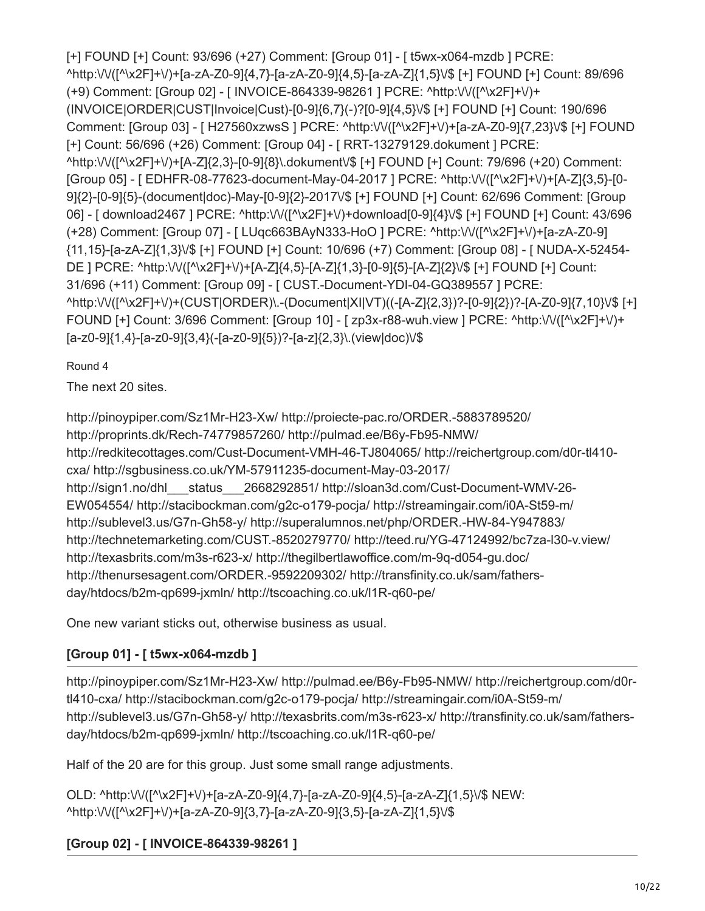[+] FOUND [+] Count: 93/696 (+27) Comment: [Group 01] - [ t5wx-x064-mzdb ] PCRE: ^http:\/\/([^\x2F]+\/)+[a-zA-Z0-9]{4,7}-[a-zA-Z0-9]{4,5}-[a-zA-Z]{1,5}\/$ [+] FOUND [+] Count: 89/696 (+9) Comment: [Group 02] - [ INVOICE-864339-98261 ] PCRE: ^http:\/\/([^\x2F]+\/)+(INVOICE|ORDER|CUST|Invoice|Cust)-[0-9]{6,7}(-)?[0-9]{4,5}\/$ [+] FOUND [+] Count: 190/696 Comment: [Group 03] - [ H27560xzwsS ] PCRE: ^http:\/\/([^\x2F]+\/)+[a-zA-Z0-9]{7,23}\/$ [+] FOUND [+] Count: 56/696 (+26) Comment: [Group 04] - [ RRT-13279129.dokument ] PCRE: ^http:\/\/([^\x2F]+\/)+[A-Z]{2,3}-[0-9]{8}\.dokument\/$ [+] FOUND [+] Count: 79/696 (+20) Comment: [Group 05] - [ EDHFR-08-77623-document-May-04-2017 ] PCRE: ^http:\/\/([^\x2F]+\/)+[A-Z]{3,5}-[0-9]{2}-[0-9]{5}-(document|doc)-May-[0-9]{2}-2017\/$ [+] FOUND [+] Count: 62/696 Comment: [Group 06] - [ download2467 ] PCRE: ^http:\/\/([^\x2F]+\/)+download[0-9]{4}\/$ [+] FOUND [+] Count: 43/696 (+28) Comment: [Group 07] - [ LUqc663BAyN333-HoO ] PCRE: ^http:\/\/([^\x2F]+\/)+[a-zA-Z0-9]{11,15}-[a-zA-Z]{1,3}\/$ [+] FOUND [+] Count: 10/696 (+7) Comment: [Group 08] - [ NUDA-X-52454-DE ] PCRE: ^http:\/\/([^\x2F]+\/)+[A-Z]{4,5}-[A-Z]{1,3}-[0-9]{5}-[A-Z]{2}\/$ [+] FOUND [+] Count: 31/696 (+11) Comment: [Group 09] - [ CUST.-Document-YDI-04-GQ389557 ] PCRE: ^http:\/\/([^\x2F]+\/)+(CUST|ORDER)\.-(Document|XI|VT)((-[A-Z]{2,3})?-[0-9]{2})?-[A-Z0-9]{7,10}\/$ [+] FOUND [+] Count: 3/696 Comment: [Group 10] - [ zp3x-r88-wuh.view ] PCRE: ^http:\/\/([^\x2F]+\/)+[a-z0-9]{1,4}-[a-z0-9]{3,4}(-[a-z0-9]{5})?-[a-z]{2,3}\.(view|doc)\/$

Round 4

The next 20 sites.

http://pinoypiper.com/Sz1Mr-H23-Xw/ http://proiecte-pac.ro/ORDER.-5883789520/ http://proprints.dk/Rech-74779857260/ http://pulmad.ee/B6y-Fb95-NMW/ http://redkitecottages.com/Cust-Document-VMH-46-TJ804065/ http://reichertgroup.com/d0r-tl410-cxa/ http://sgbusiness.co.uk/YM-57911235-document-May-03-2017/ http://sign1.no/dhl___status___2668292851/ http://sloan3d.com/Cust-Document-WMV-26-EW054554/ http://stacibockman.com/g2c-o179-pocja/ http://streamingair.com/i0A-St59-m/ http://sublevel3.us/G7n-Gh58-y/ http://superalumnos.net/php/ORDER.-HW-84-Y947883/ http://technetemarketing.com/CUST.-8520279770/ http://teed.ru/YG-47124992/bc7za-l30-v.view/ http://texasbrits.com/m3s-r623-x/ http://thegilbertlawoffice.com/m-9q-d054-gu.doc/ http://thenursesagent.com/ORDER.-9592209302/ http://transfinity.co.uk/sam/fathers-day/htdocs/b2m-qp699-jxmln/ http://tscoaching.co.uk/l1R-q60-pe/

One new variant sticks out, otherwise business as usual.

### [Group 01] - [ t5wx-x064-mzdb ]

http://pinoypiper.com/Sz1Mr-H23-Xw/ http://pulmad.ee/B6y-Fb95-NMW/ http://reichertgroup.com/d0r-tl410-cxa/ http://stacibockman.com/g2c-o179-pocja/ http://streamingair.com/i0A-St59-m/ http://sublevel3.us/G7n-Gh58-y/ http://texasbrits.com/m3s-r623-x/ http://transfinity.co.uk/sam/fathers-day/htdocs/b2m-qp699-jxmln/ http://tscoaching.co.uk/l1R-q60-pe/

Half of the 20 are for this group. Just some small range adjustments.

OLD: ^http:\/\/([^\x2F]+\/)+[a-zA-Z0-9]{4,7}-[a-zA-Z0-9]{4,5}-[a-zA-Z]{1,5}\/$ NEW: ^http:\/\/([^\x2F]+\/)+[a-zA-Z0-9]{3,7}-[a-zA-Z0-9]{3,5}-[a-zA-Z]{1,5}\/$

### [Group 02] - [ INVOICE-864339-98261 ]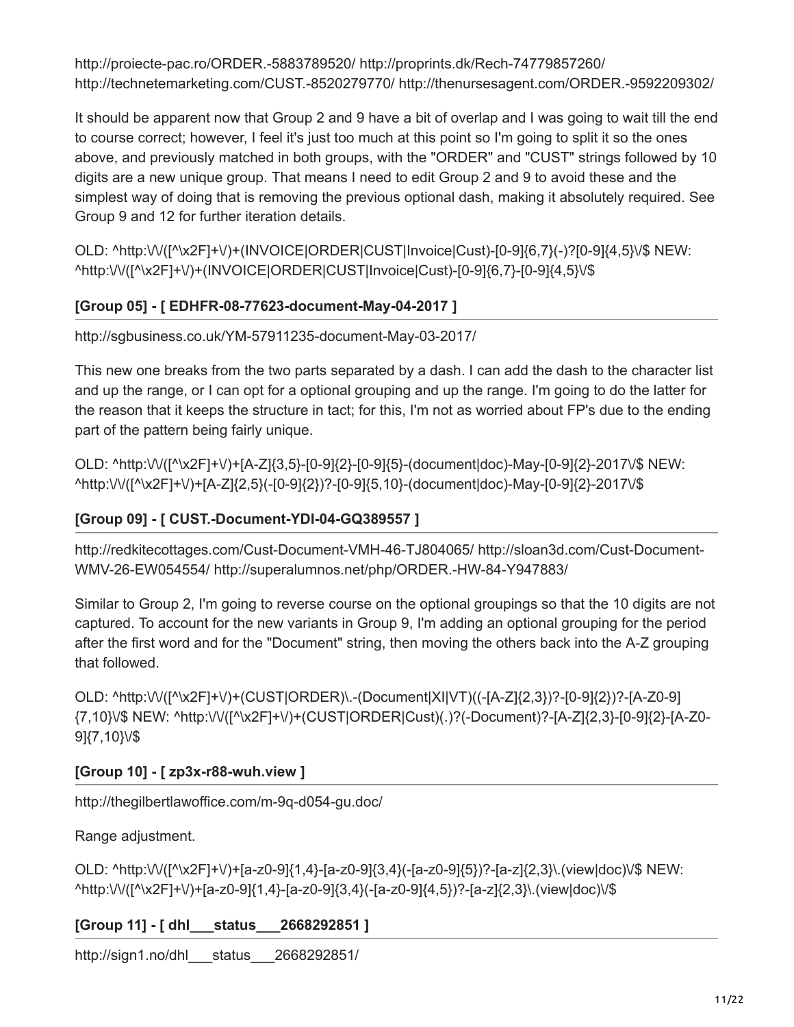http://proiecte-pac.ro/ORDER.-5883789520/ http://proprints.dk/Rech-74779857260/ http://technetemarketing.com/CUST.-8520279770/ http://thenursesagent.com/ORDER.-9592209302/

It should be apparent now that Group 2 and 9 have a bit of overlap and I was going to wait till the end to course correct; however, I feel it's just too much at this point so I'm going to split it so the ones above, and previously matched in both groups, with the "ORDER" and "CUST" strings followed by 10 digits are a new unique group. That means I need to edit Group 2 and 9 to avoid these and the simplest way of doing that is removing the previous optional dash, making it absolutely required. See Group 9 and 12 for further iteration details.

OLD: ^http:\/\/([^\x2F]+\/)+(INVOICE|ORDER|CUST|Invoice|Cust)-[0-9]{6,7}(-)?[0-9]{4,5}\/$ NEW: ^http:\/\/([^\x2F]+\/)+(INVOICE|ORDER|CUST|Invoice|Cust)-[0-9]{6,7}-[0-9]{4,5}\/$

### [Group 05] - [ EDHFR-08-77623-document-May-04-2017 ]

http://sgbusiness.co.uk/YM-57911235-document-May-03-2017/

This new one breaks from the two parts separated by a dash. I can add the dash to the character list and up the range, or I can opt for a optional grouping and up the range. I'm going to do the latter for the reason that it keeps the structure in tact; for this, I'm not as worried about FP's due to the ending part of the pattern being fairly unique.

OLD: ^http:\/\/([^\x2F]+\/)+[A-Z]{3,5}-[0-9]{2}-[0-9]{5}-(document|doc)-May-[0-9]{2}-2017\/$ NEW: ^http:\/\/([^\x2F]+\/)+[A-Z]{2,5}(-[0-9]{2})?-[0-9]{5,10}-(document|doc)-May-[0-9]{2}-2017\/$

### [Group 09] - [ CUST.-Document-YDI-04-GQ389557 ]

http://redkitecottages.com/Cust-Document-VMH-46-TJ804065/ http://sloan3d.com/Cust-Document-WMV-26-EW054554/ http://superalumnos.net/php/ORDER.-HW-84-Y947883/

Similar to Group 2, I'm going to reverse course on the optional groupings so that the 10 digits are not captured. To account for the new variants in Group 9, I'm adding an optional grouping for the period after the first word and for the "Document" string, then moving the others back into the A-Z grouping that followed.

OLD: ^http:\/\/([^\x2F]+\/)+(CUST|ORDER)\.-(Document|XI|VT)((-[A-Z]{2,3})?-[0-9]{2})?-[A-Z0-9]{7,10}\/$ NEW: ^http:\/\/([^\x2F]+\/)+(CUST|ORDER|Cust)(.)?(-Document)?-[A-Z]{2,3}-[0-9]{2}-[A-Z0-9]{7,10}\/$

### [Group 10] - [ zp3x-r88-wuh.view ]

http://thegilbertlawoffice.com/m-9q-d054-gu.doc/

Range adjustment.

OLD: ^http:\/\/([^\x2F]+\/)+[a-z0-9]{1,4}-[a-z0-9]{3,4}(-[a-z0-9]{5})?-[a-z]{2,3}\.(view|doc)\/$ NEW: ^http:\/\/([^\x2F]+\/)+[a-z0-9]{1,4}-[a-z0-9]{3,4}(-[a-z0-9]{4,5})?-[a-z]{2,3}\.(view|doc)\/$

### [Group 11] - [ dhl___status___2668292851 ]

http://sign1.no/dhl___status___2668292851/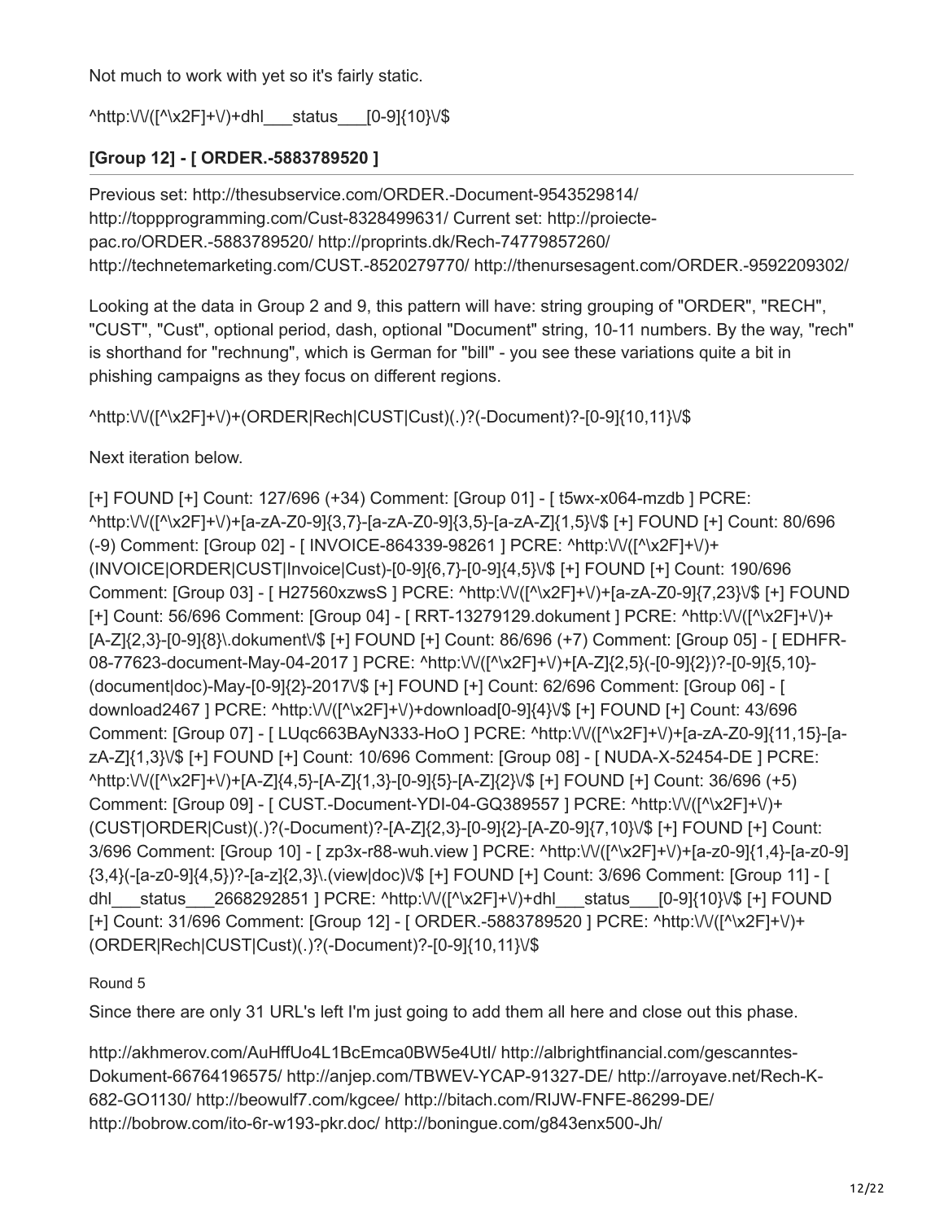Not much to work with yet so it's fairly static.

^http:\/\/([^\x2F]+\/)+dhl___status___[0-9]{10}\/$

**[Group 12] - [ ORDER.-5883789520 ]**

Previous set: http://thesubservice.com/ORDER.-Document-9543529814/ http://toppprogramming.com/Cust-8328499631/ Current set: http://proiecte-pac.ro/ORDER.-5883789520/ http://proprints.dk/Rech-74779857260/ http://technetemarketing.com/CUST.-8520279770/ http://thenursesagent.com/ORDER.-9592209302/

Looking at the data in Group 2 and 9, this pattern will have: string grouping of "ORDER", "RECH", "CUST", "Cust", optional period, dash, optional "Document" string, 10-11 numbers. By the way, "rech" is shorthand for "rechnung", which is German for "bill" - you see these variations quite a bit in phishing campaigns as they focus on different regions.

^http:\/\/([^\x2F]+\/)+(ORDER|Rech|CUST|Cust)(.)?(-Document)?-[0-9]{10,11}\/$

Next iteration below.

[+] FOUND [+] Count: 127/696 (+34) Comment: [Group 01] - [ t5wx-x064-mzdb ] PCRE: ^http:\/\/([^\x2F]+\/)+[a-zA-Z0-9]{3,7}-[a-zA-Z0-9]{3,5}-[a-zA-Z]{1,5}\/$ [+] FOUND [+] Count: 80/696 (-9) Comment: [Group 02] - [ INVOICE-864339-98261 ] PCRE: ^http:\/\/([^\x2F]+\/)+(INVOICE|ORDER|CUST|Invoice|Cust)-[0-9]{6,7}-[0-9]{4,5}\/$ [+] FOUND [+] Count: 190/696 Comment: [Group 03] - [ H27560xzwsS ] PCRE: ^http:\/\/([^\x2F]+\/)+[a-zA-Z0-9]{7,23}\/$ [+] FOUND [+] Count: 56/696 Comment: [Group 04] - [ RRT-13279129.dokument ] PCRE: ^http:\/\/([^\x2F]+\/)+[A-Z]{2,3}-[0-9]{8}\.dokument\/$ [+] FOUND [+] Count: 86/696 (+7) Comment: [Group 05] - [ EDHFR-08-77623-document-May-04-2017 ] PCRE: ^http:\/\/([^\x2F]+\/)+[A-Z]{2,5}(-[0-9]{2})?-[0-9]{5,10}-(document|doc)-May-[0-9]{2}-2017\/$ [+] FOUND [+] Count: 62/696 Comment: [Group 06] - [ download2467 ] PCRE: ^http:\/\/([^\x2F]+\/)+download[0-9]{4}\/$ [+] FOUND [+] Count: 43/696 Comment: [Group 07] - [ LUqc663BAyN333-HoO ] PCRE: ^http:\/\/([^\x2F]+\/)+[a-zA-Z0-9]{11,15}-[a-zA-Z]{1,3}\/$ [+] FOUND [+] Count: 10/696 Comment: [Group 08] - [ NUDA-X-52454-DE ] PCRE: ^http:\/\/([^\x2F]+\/)+[A-Z]{4,5}-[A-Z]{1,3}-[0-9]{5}-[A-Z]{2}\/$ [+] FOUND [+] Count: 36/696 (+5) Comment: [Group 09] - [ CUST.-Document-YDI-04-GQ389557 ] PCRE: ^http:\/\/([^\x2F]+\/)+(CUST|ORDER|Cust)(.)?(-Document)?-[A-Z]{2,3}-[0-9]{2}-[A-Z0-9]{7,10}\/$ [+] FOUND [+] Count: 3/696 Comment: [Group 10] - [ zp3x-r88-wuh.view ] PCRE: ^http:\/\/([^\x2F]+\/)+[a-z0-9]{1,4}-[a-z0-9]{3,4}(-[a-z0-9]{4,5})?-[a-z]{2,3}\.(view|doc)\/$ [+] FOUND [+] Count: 3/696 Comment: [Group 11] - [ dhl___status___2668292851 ] PCRE: ^http:\/\/([^\x2F]+\/)+dhl___status___[0-9]{10}\/$ [+] FOUND [+] Count: 31/696 Comment: [Group 12] - [ ORDER.-5883789520 ] PCRE: ^http:\/\/([^\x2F]+\/)+(ORDER|Rech|CUST|Cust)(.)?(-Document)?-[0-9]{10,11}\/$

Round 5

Since there are only 31 URL's left I'm just going to add them all here and close out this phase.

http://akhmerov.com/AuHffUo4L1BcEmca0BW5e4UtI/ http://albrightfinancial.com/gescanntes-Dokument-66764196575/ http://anjep.com/TBWEV-YCAP-91327-DE/ http://arroyave.net/Rech-K-682-GO1130/ http://beowulf7.com/kgcee/ http://bitach.com/RIJW-FNFE-86299-DE/ http://bobrow.com/ito-6r-w193-pkr.doc/ http://boningue.com/g843enx500-Jh/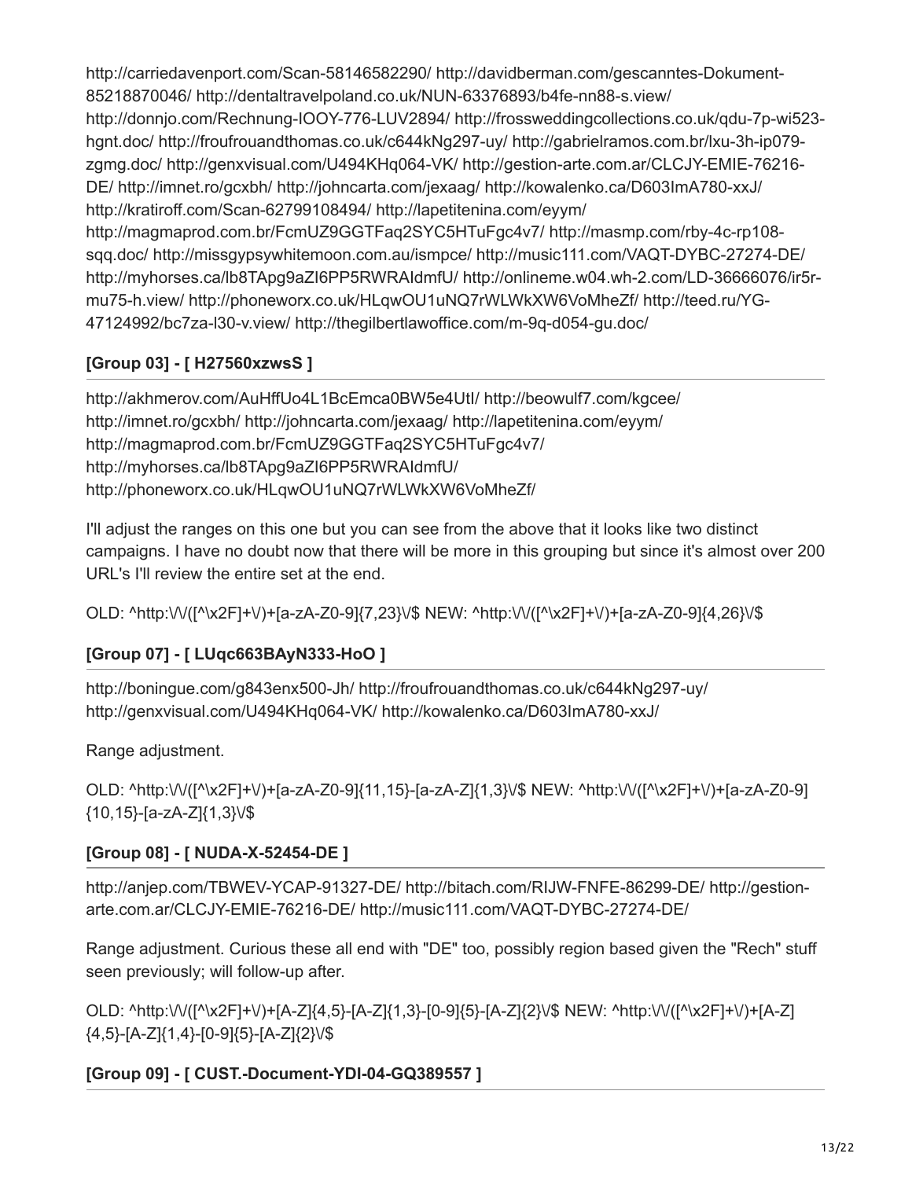http://carriedavenport.com/Scan-58146582290/ http://davidberman.com/gescanntes-Dokument-85218870046/ http://dentaltravelpoland.co.uk/NUN-63376893/b4fe-nn88-s.view/ http://donnjo.com/Rechnung-IOOY-776-LUV2894/ http://frossweddingcollections.co.uk/qdu-7p-wi523-hgnt.doc/ http://froufrouandthomas.co.uk/c644kNg297-uy/ http://gabrielramos.com.br/lxu-3h-ip079-zgmg.doc/ http://genxvisual.com/U494KHq064-VK/ http://gestion-arte.com.ar/CLCJY-EMIE-76216-DE/ http://imnet.ro/gcxbh/ http://johncarta.com/jexaag/ http://kowalenko.ca/D603ImA780-xxJ/ http://kratiroff.com/Scan-62799108494/ http://lapetitenina.com/eyym/ http://magmaprod.com.br/FcmUZ9GGTFaq2SYC5HTuFgc4v7/ http://masmp.com/rby-4c-rp108-sqq.doc/ http://missgypsywhitemoon.com.au/ismpce/ http://music111.com/VAQT-DYBC-27274-DE/ http://myhorses.ca/lb8TApg9aZI6PP5RWRAIdmfU/ http://onlineme.w04.wh-2.com/LD-36666076/ir5r-mu75-h.view/ http://phoneworx.co.uk/HLqwOU1uNQ7rWLWkXW6VoMheZf/ http://teed.ru/YG-47124992/bc7za-l30-v.view/ http://thegilbertlawoffice.com/m-9q-d054-gu.doc/

### [Group 03] - [ H27560xzwsS ]

http://akhmerov.com/AuHffUo4L1BcEmca0BW5e4UtI/ http://beowulf7.com/kgcee/ http://imnet.ro/gcxbh/ http://johncarta.com/jexaag/ http://lapetitenina.com/eyym/ http://magmaprod.com.br/FcmUZ9GGTFaq2SYC5HTuFgc4v7/ http://myhorses.ca/lb8TApg9aZI6PP5RWRAIdmfU/ http://phoneworx.co.uk/HLqwOU1uNQ7rWLWkXW6VoMheZf/

I'll adjust the ranges on this one but you can see from the above that it looks like two distinct campaigns. I have no doubt now that there will be more in this grouping but since it's almost over 200 URL's I'll review the entire set at the end.

OLD: ^http:\/\/([^\x2F]+\/)+[a-zA-Z0-9]{7,23}\/$ NEW: ^http:\/\/([^\x2F]+\/)+[a-zA-Z0-9]{4,26}\/$

### [Group 07] - [ LUqc663BAyN333-HoO ]

http://boningue.com/g843enx500-Jh/ http://froufrouandthomas.co.uk/c644kNg297-uy/ http://genxvisual.com/U494KHq064-VK/ http://kowalenko.ca/D603ImA780-xxJ/

Range adjustment.

OLD: ^http:\/\/([^\x2F]+\/)+[a-zA-Z0-9]{11,15}-[a-zA-Z]{1,3}\/$ NEW: ^http:\/\/([^\x2F]+\/)+[a-zA-Z0-9]{10,15}-[a-zA-Z]{1,3}\/$

### [Group 08] - [ NUDA-X-52454-DE ]

http://anjep.com/TBWEV-YCAP-91327-DE/ http://bitach.com/RIJW-FNFE-86299-DE/ http://gestion-arte.com.ar/CLCJY-EMIE-76216-DE/ http://music111.com/VAQT-DYBC-27274-DE/

Range adjustment. Curious these all end with "DE" too, possibly region based given the "Rech" stuff seen previously; will follow-up after.

OLD: ^http:\/\/([^\x2F]+\/)+[A-Z]{4,5}-[A-Z]{1,3}-[0-9]{5}-[A-Z]{2}\/$ NEW: ^http:\/\/([^\x2F]+\/)+[A-Z]{4,5}-[A-Z]{1,4}-[0-9]{5}-[A-Z]{2}\/$

### [Group 09] - [ CUST.-Document-YDI-04-GQ389557 ]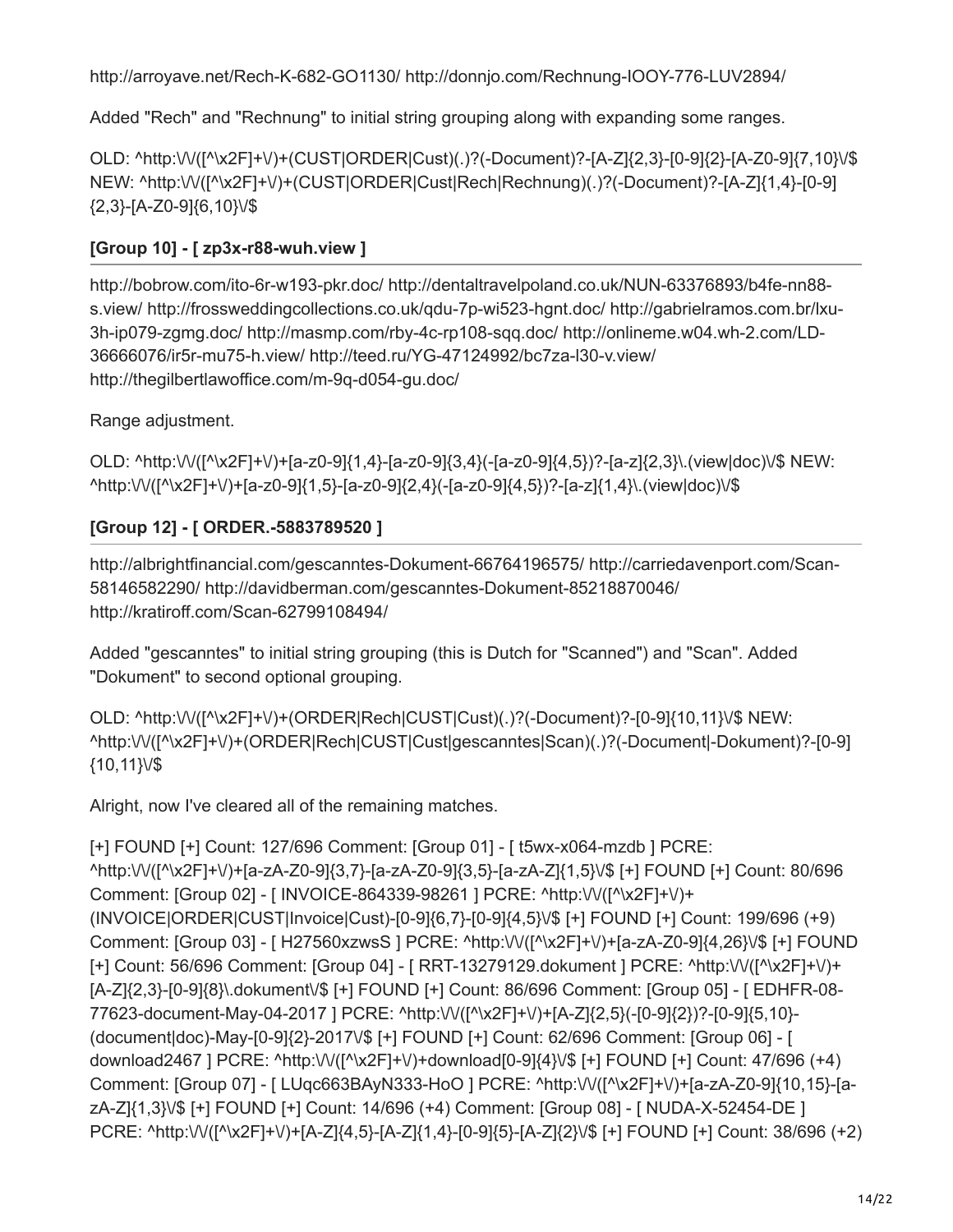http://arroyave.net/Rech-K-682-GO1130/ http://donnjo.com/Rechnung-IOOY-776-LUV2894/

Added "Rech" and "Rechnung" to initial string grouping along with expanding some ranges.

OLD: ^http:\/\/([^\x2F]+\/)+(CUST|ORDER|Cust)(.)?(-Document)?-[A-Z]{2,3}-[0-9]{2}-[A-Z0-9]{7,10}\/$ NEW: ^http:\/\/([^\x2F]+\/)+(CUST|ORDER|Cust|Rech|Rechnung)(.)?(-Document)?-[A-Z]{1,4}-[0-9]{2,3}-[A-Z0-9]{6,10}\/$

### [Group 10] - [ zp3x-r88-wuh.view ]

http://bobrow.com/ito-6r-w193-pkr.doc/ http://dentaltravelpoland.co.uk/NUN-63376893/b4fe-nn88-s.view/ http://frossweddingcollections.co.uk/qdu-7p-wi523-hgnt.doc/ http://gabrielramos.com.br/lxu-3h-ip079-zgmg.doc/ http://masmp.com/rby-4c-rp108-sqq.doc/ http://onlineme.w04.wh-2.com/LD-36666076/ir5r-mu75-h.view/ http://teed.ru/YG-47124992/bc7za-l30-v.view/ http://thegilbertlawoffice.com/m-9q-d054-gu.doc/

Range adjustment.

OLD: ^http:\/\/([^\x2F]+\/)+[a-z0-9]{1,4}-[a-z0-9]{3,4}(-[a-z0-9]{4,5})?-[a-z]{2,3}\.(view|doc)\/$ NEW: ^http:\/\/([^\x2F]+\/)+[a-z0-9]{1,5}-[a-z0-9]{2,4}(-[a-z0-9]{4,5})?-[a-z]{1,4}\.(view|doc)\/$

### [Group 12] - [ ORDER.-5883789520 ]

http://albrightfinancial.com/gescanntes-Dokument-66764196575/ http://carriedavenport.com/Scan-58146582290/ http://davidberman.com/gescanntes-Dokument-85218870046/ http://kratiroff.com/Scan-62799108494/

Added "gescanntes" to initial string grouping (this is Dutch for "Scanned") and "Scan". Added "Dokument" to second optional grouping.

OLD: ^http:\/\/([^\x2F]+\/)+(ORDER|Rech|CUST|Cust)(.)?(-Document)?-[0-9]{10,11}\/$ NEW: ^http:\/\/([^\x2F]+\/)+(ORDER|Rech|CUST|Cust|gescanntes|Scan)(.)?(-Document|-Dokument)?-[0-9]{10,11}\/$

Alright, now I've cleared all of the remaining matches.

[+] FOUND [+] Count: 127/696 Comment: [Group 01] - [ t5wx-x064-mzdb ] PCRE: ^http:\/\/([^\x2F]+\/)+[a-zA-Z0-9]{3,7}-[a-zA-Z0-9]{3,5}-[a-zA-Z]{1,5}\/$ [+] FOUND [+] Count: 80/696 Comment: [Group 02] - [ INVOICE-864339-98261 ] PCRE: ^http:\/\/([^\x2F]+\/)+(INVOICE|ORDER|CUST|Invoice|Cust)-[0-9]{6,7}-[0-9]{4,5}\/$ [+] FOUND [+] Count: 199/696 (+9) Comment: [Group 03] - [ H27560xzwsS ] PCRE: ^http:\/\/([^\x2F]+\/)+[a-zA-Z0-9]{4,26}\/$ [+] FOUND [+] Count: 56/696 Comment: [Group 04] - [ RRT-13279129.dokument ] PCRE: ^http:\/\/([^\x2F]+\/)+[A-Z]{2,3}-[0-9]{8}\.dokument\/$ [+] FOUND [+] Count: 86/696 Comment: [Group 05] - [ EDHFR-08-77623-document-May-04-2017 ] PCRE: ^http:\/\/([^\x2F]+\/)+[A-Z]{2,5}(-[0-9]{2})?-[0-9]{5,10}-(document|doc)-May-[0-9]{2}-2017\/$ [+] FOUND [+] Count: 62/696 Comment: [Group 06] - [ download2467 ] PCRE: ^http:\/\/([^\x2F]+\/)+download[0-9]{4}\/$ [+] FOUND [+] Count: 47/696 (+4) Comment: [Group 07] - [ LUqc663BAyN333-HoO ] PCRE: ^http:\/\/([^\x2F]+\/)+[a-zA-Z0-9]{10,15}-[a-zA-Z]{1,3}\/$ [+] FOUND [+] Count: 14/696 (+4) Comment: [Group 08] - [ NUDA-X-52454-DE ] PCRE: ^http:\/\/([^\x2F]+\/)+[A-Z]{4,5}-[A-Z]{1,4}-[0-9]{5}-[A-Z]{2}\/$ [+] FOUND [+] Count: 38/696 (+2)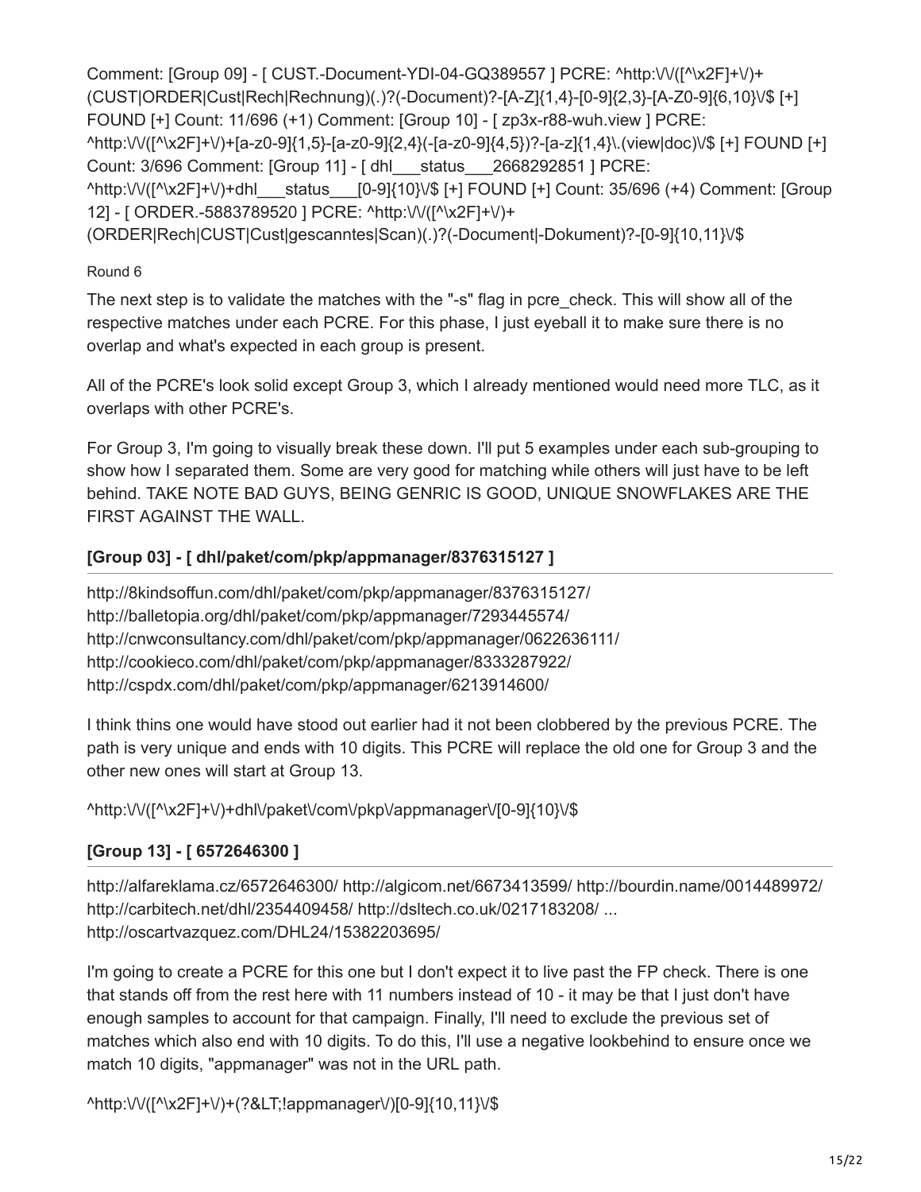Comment: [Group 09] - [ CUST.-Document-YDI-04-GQ389557 ] PCRE: ^http:\/\/([^\x2F]+\/)+(CUST|ORDER|Cust|Rech|Rechnung)(.)?(-Document)?-[A-Z]{1,4}-[0-9]{2,3}-[A-Z0-9]{6,10}\/$ [+] FOUND [+] Count: 11/696 (+1) Comment: [Group 10] - [ zp3x-r88-wuh.view ] PCRE: ^http:\/\/([^\x2F]+\/)+[a-z0-9]{1,5}-[a-z0-9]{2,4}(-[a-z0-9]{4,5})?-[a-z]{1,4}\.(view|doc)\/$ [+] FOUND [+] Count: 3/696 Comment: [Group 11] - [ dhl___status___2668292851 ] PCRE: ^http:\/\/([^\x2F]+\/)+dhl___status___[0-9]{10}\/$ [+] FOUND [+] Count: 35/696 (+4) Comment: [Group 12] - [ ORDER.-5883789520 ] PCRE: ^http:\/\/([^\x2F]+\/)+(ORDER|Rech|CUST|Cust|gescanntes|Scan)(.)?(-Document|-Dokument)?-[0-9]{10,11}\/$

Round 6

The next step is to validate the matches with the "-s" flag in pcre_check. This will show all of the respective matches under each PCRE. For this phase, I just eyeball it to make sure there is no overlap and what's expected in each group is present.

All of the PCRE's look solid except Group 3, which I already mentioned would need more TLC, as it overlaps with other PCRE's.

For Group 3, I'm going to visually break these down. I'll put 5 examples under each sub-grouping to show how I separated them. Some are very good for matching while others will just have to be left behind. TAKE NOTE BAD GUYS, BEING GENRIC IS GOOD, UNIQUE SNOWFLAKES ARE THE FIRST AGAINST THE WALL.

### [Group 03] - [ dhl/paket/com/pkp/appmanager/8376315127 ]

http://8kindsoffun.com/dhl/paket/com/pkp/appmanager/8376315127/
http://balletopia.org/dhl/paket/com/pkp/appmanager/7293445574/
http://cnwconsultancy.com/dhl/paket/com/pkp/appmanager/0622636111/
http://cookieco.com/dhl/paket/com/pkp/appmanager/8333287922/
http://cspdx.com/dhl/paket/com/pkp/appmanager/6213914600/

I think thins one would have stood out earlier had it not been clobbered by the previous PCRE. The path is very unique and ends with 10 digits. This PCRE will replace the old one for Group 3 and the other new ones will start at Group 13.

^http:\/\/([^\x2F]+\/)+dhl\/paket\/com\/pkp\/appmanager\/[0-9]{10}\/$

### [Group 13] - [ 6572646300 ]

http://alfareklama.cz/6572646300/ http://algicom.net/6673413599/ http://bourdin.name/0014489972/ http://carbitech.net/dhl/2354409458/ http://dsltech.co.uk/0217183208/ ...
http://oscartvazquez.com/DHL24/15382203695/

I'm going to create a PCRE for this one but I don't expect it to live past the FP check. There is one that stands off from the rest here with 11 numbers instead of 10 - it may be that I just don't have enough samples to account for that campaign. Finally, I'll need to exclude the previous set of matches which also end with 10 digits. To do this, I'll use a negative lookbehind to ensure once we match 10 digits, "appmanager" was not in the URL path.

^http:\/\/([^\x2F]+\/)+(?&LT;!appmanager\/)[0-9]{10,11}\/$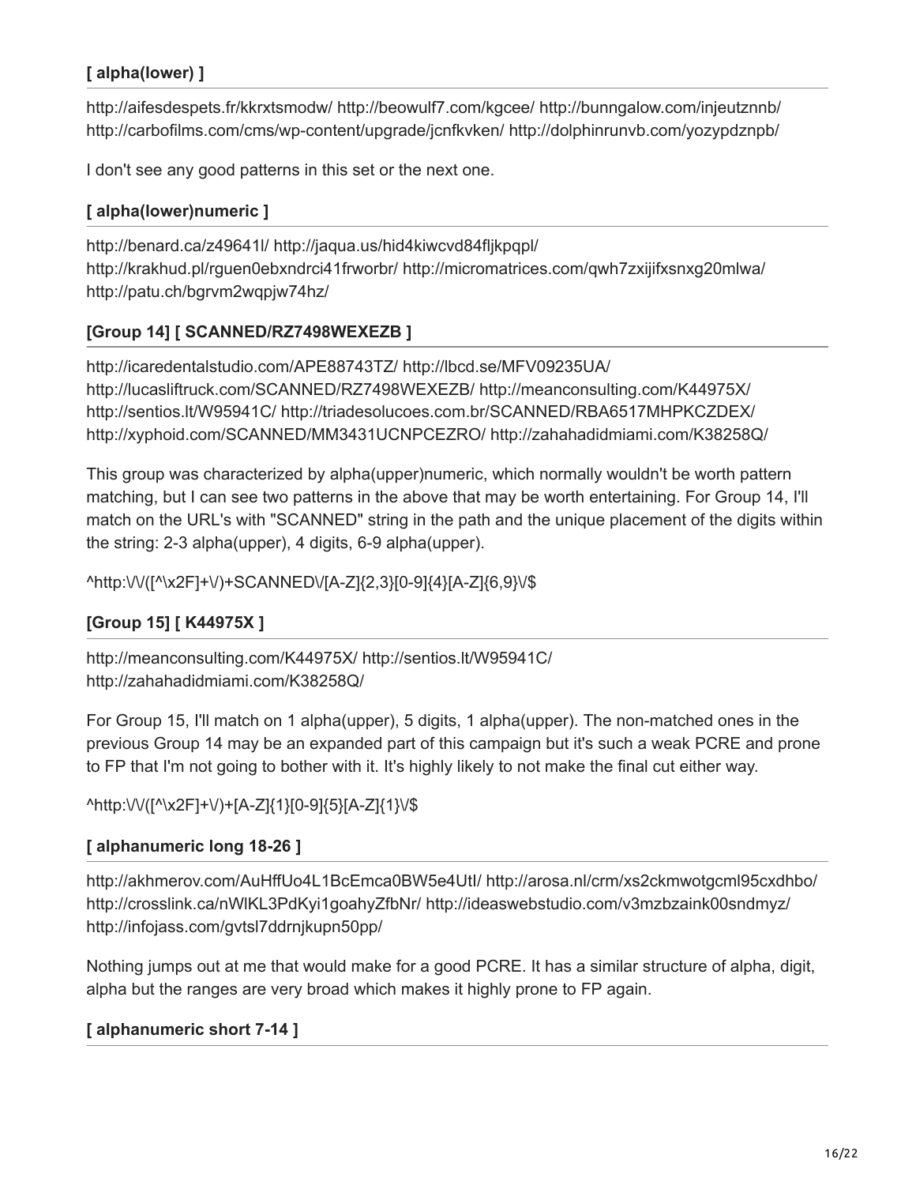### [ alpha(lower) ]

http://aifesdespets.fr/kkrxtsmodw/ http://beowulf7.com/kgcee/ http://bunngalow.com/injeutznnb/ http://carbofilms.com/cms/wp-content/upgrade/jcnfkvken/ http://dolphinrunvb.com/yozypdznpb/

I don't see any good patterns in this set or the next one.

### [ alpha(lower)numeric ]

http://benard.ca/z49641l/ http://jaqua.us/hid4kiwcvd84fljkpqpl/ http://krakhud.pl/rguen0ebxndrci41frworbr/ http://micromatrices.com/qwh7zxijifxsnxg20mlwa/ http://patu.ch/bgrvm2wqpjw74hz/

### [Group 14] [ SCANNED/RZ7498WEXEZB ]

http://icaredentalstudio.com/APE88743TZ/ http://lbcd.se/MFV09235UA/ http://lucasliftruck.com/SCANNED/RZ7498WEXEZB/ http://meanconsulting.com/K44975X/ http://sentios.lt/W95941C/ http://triadesolucoes.com.br/SCANNED/RBA6517MHPKCZDEX/ http://xyphoid.com/SCANNED/MM3431UCNPCEZRO/ http://zahahadidmiami.com/K38258Q/

This group was characterized by alpha(upper)numeric, which normally wouldn't be worth pattern matching, but I can see two patterns in the above that may be worth entertaining. For Group 14, I'll match on the URL's with "SCANNED" string in the path and the unique placement of the digits within the string: 2-3 alpha(upper), 4 digits, 6-9 alpha(upper).

```
^http:\/\/([^\x2F]+\/)+SCANNED\/[A-Z]{2,3}[0-9]{4}[A-Z]{6,9}\/$
```

### [Group 15] [ K44975X ]

http://meanconsulting.com/K44975X/ http://sentios.lt/W95941C/ http://zahahadidmiami.com/K38258Q/

For Group 15, I'll match on 1 alpha(upper), 5 digits, 1 alpha(upper). The non-matched ones in the previous Group 14 may be an expanded part of this campaign but it's such a weak PCRE and prone to FP that I'm not going to bother with it. It's highly likely to not make the final cut either way.

```
^http:\/\/([^\x2F]+\/)+[A-Z]{1}[0-9]{5}[A-Z]{1}\/$
```

### [ alphanumeric long 18-26 ]

http://akhmerov.com/AuHffUo4L1BcEmca0BW5e4UtI/ http://arosa.nl/crm/xs2ckmwotgcml95cxdhbo/ http://crosslink.ca/nWlKL3PdKyi1goahyZfbNr/ http://ideaswebstudio.com/v3mzbzaink00sndmyz/ http://infojass.com/gvtsl7ddrnjkupn50pp/

Nothing jumps out at me that would make for a good PCRE. It has a similar structure of alpha, digit, alpha but the ranges are very broad which makes it highly prone to FP again.

### [ alphanumeric short 7-14 ]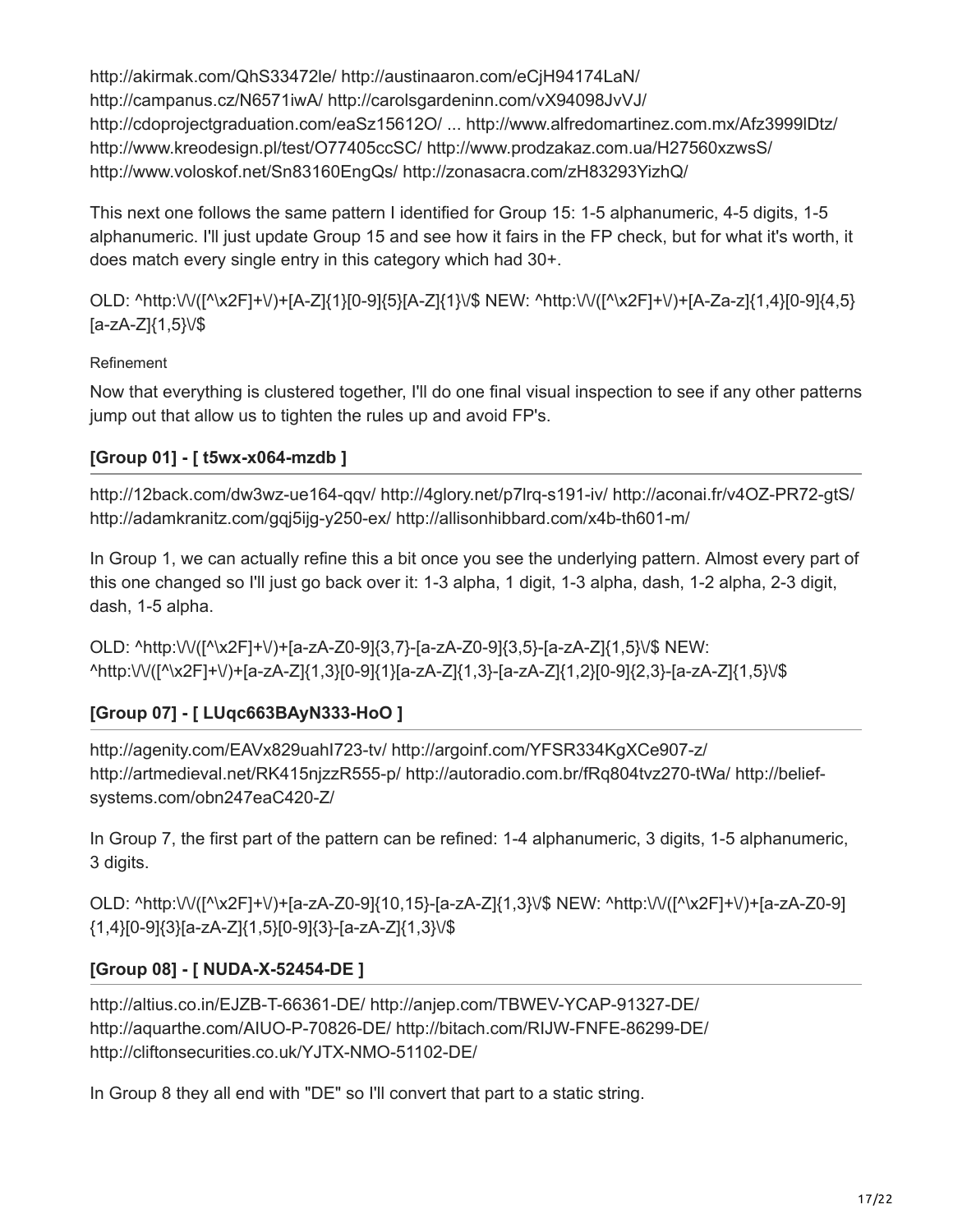http://akirmak.com/QhS33472le/ http://austinaaron.com/eCjH94174LaN/ http://campanus.cz/N6571iwA/ http://carolsgardeninn.com/vX94098JvVJ/ http://cdoprojectgraduation.com/eaSz15612O/ ... http://www.alfredomartinez.com.mx/Afz3999lDtz/ http://www.kreodesign.pl/test/O77405ccSC/ http://www.prodzakaz.com.ua/H27560xzwsS/ http://www.voloskof.net/Sn83160EngQs/ http://zonasacra.com/zH83293YizhQ/

This next one follows the same pattern I identified for Group 15: 1-5 alphanumeric, 4-5 digits, 1-5 alphanumeric. I'll just update Group 15 and see how it fairs in the FP check, but for what it's worth, it does match every single entry in this category which had 30+.

OLD: ^http:\/\/([^\x2F]+\/)+[A-Z]{1}[0-9]{5}[A-Z]{1}\/$ NEW: ^http:\/\/([^\x2F]+\/)+[A-Za-z]{1,4}[0-9]{4,5}[a-zA-Z]{1,5}\/$

Refinement

Now that everything is clustered together, I'll do one final visual inspection to see if any other patterns jump out that allow us to tighten the rules up and avoid FP's.

### [Group 01] - [ t5wx-x064-mzdb ]

http://12back.com/dw3wz-ue164-qqv/ http://4glory.net/p7lrq-s191-iv/ http://aconai.fr/v4OZ-PR72-gtS/ http://adamkranitz.com/gqj5ijg-y250-ex/ http://allisonhibbard.com/x4b-th601-m/

In Group 1, we can actually refine this a bit once you see the underlying pattern. Almost every part of this one changed so I'll just go back over it: 1-3 alpha, 1 digit, 1-3 alpha, dash, 1-2 alpha, 2-3 digit, dash, 1-5 alpha.

OLD: ^http:\/\/([^\x2F]+\/)+[a-zA-Z0-9]{3,7}-[a-zA-Z0-9]{3,5}-[a-zA-Z]{1,5}\/$ NEW: ^http:\/\/([^\x2F]+\/)+[a-zA-Z]{1,3}[0-9]{1}[a-zA-Z]{1,3}-[a-zA-Z]{1,2}[0-9]{2,3}-[a-zA-Z]{1,5}\/$

### [Group 07] - [ LUqc663BAyN333-HoO ]

http://agenity.com/EAVx829uahI723-tv/ http://argoinf.com/YFSR334KgXCe907-z/ http://artmedieval.net/RK415njzzR555-p/ http://autoradio.com.br/fRq804tvz270-tWa/ http://belief-systems.com/obn247eaC420-Z/

In Group 7, the first part of the pattern can be refined: 1-4 alphanumeric, 3 digits, 1-5 alphanumeric, 3 digits.

OLD: ^http:\/\/([^\x2F]+\/)+[a-zA-Z0-9]{10,15}-[a-zA-Z]{1,3}\/$ NEW: ^http:\/\/([^\x2F]+\/)+[a-zA-Z0-9]{1,4}[0-9]{3}[a-zA-Z]{1,5}[0-9]{3}-[a-zA-Z]{1,3}\/$

### [Group 08] - [ NUDA-X-52454-DE ]

http://altius.co.in/EJZB-T-66361-DE/ http://anjep.com/TBWEV-YCAP-91327-DE/ http://aquarthe.com/AIUO-P-70826-DE/ http://bitach.com/RIJW-FNFE-86299-DE/ http://cliftonsecurities.co.uk/YJTX-NMO-51102-DE/

In Group 8 they all end with "DE" so I'll convert that part to a static string.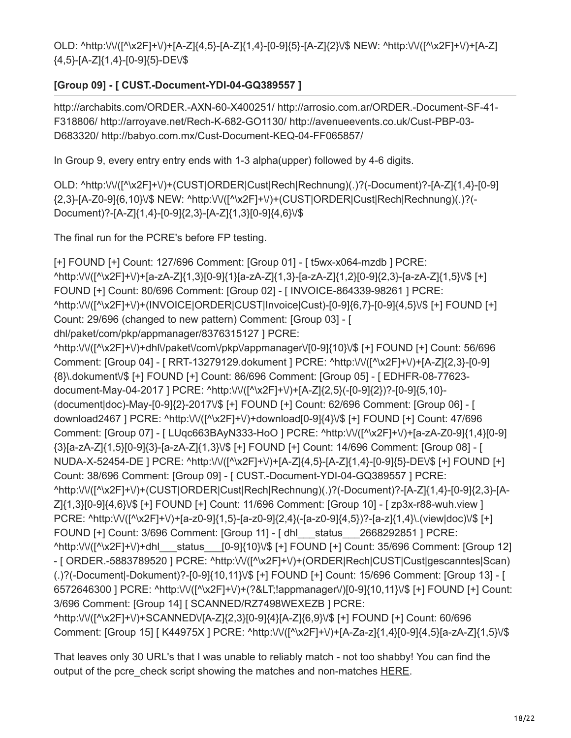OLD: ^http:\/\/([^\x2F]+\/)+[A-Z]{4,5}-[A-Z]{1,4}-[0-9]{5}-[A-Z]{2}\/$ NEW: ^http:\/\/([^\x2F]+\/)+[A-Z]{4,5}-[A-Z]{1,4}-[0-9]{5}-DE\/$

### [Group 09] - [ CUST.-Document-YDI-04-GQ389557 ]

http://archabits.com/ORDER.-AXN-60-X400251/ http://arrosio.com.ar/ORDER.-Document-SF-41-F318806/ http://arroyave.net/Rech-K-682-GO1130/ http://avenueevents.co.uk/Cust-PBP-03-D683320/ http://babyo.com.mx/Cust-Document-KEQ-04-FF065857/

In Group 9, every entry entry ends with 1-3 alpha(upper) followed by 4-6 digits.

OLD: ^http:\/\/([^\x2F]+\/)+(CUST|ORDER|Cust|Rech|Rechnung)(.)?(-Document)?-[A-Z]{1,4}-[0-9]{2,3}-[A-Z0-9]{6,10}\/$ NEW: ^http:\/\/([^\x2F]+\/)+(CUST|ORDER|Cust|Rech|Rechnung)(.)?(-Document)?-[A-Z]{1,4}-[0-9]{2,3}-[A-Z]{1,3}[0-9]{4,6}\/$

The final run for the PCRE's before FP testing.

[+] FOUND [+] Count: 127/696 Comment: [Group 01] - [ t5wx-x064-mzdb ] PCRE: ^http:\/\/([^\x2F]+\/)+[a-zA-Z]{1,3}[0-9]{1}[a-zA-Z]{1,3}-[a-zA-Z]{1,2}[0-9]{2,3}-[a-zA-Z]{1,5}\/$ [+] FOUND [+] Count: 80/696 Comment: [Group 02] - [ INVOICE-864339-98261 ] PCRE: ^http:\/\/([^\x2F]+\/)+(INVOICE|ORDER|CUST|Invoice|Cust)-[0-9]{6,7}-[0-9]{4,5}\/$ [+] FOUND [+] Count: 29/696 (changed to new pattern) Comment: [Group 03] - [ dhl/paket/com/pkp/appmanager/8376315127 ] PCRE: ^http:\/\/([^\x2F]+\/)+dhl\/paket\/com\/pkp\/appmanager\/[0-9]{10}\/$ [+] FOUND [+] Count: 56/696 Comment: [Group 04] - [ RRT-13279129.dokument ] PCRE: ^http:\/\/([^\x2F]+\/)+[A-Z]{2,3}-[0-9]{8}\.dokument\/$ [+] FOUND [+] Count: 86/696 Comment: [Group 05] - [ EDHFR-08-77623-document-May-04-2017 ] PCRE: ^http:\/\/([^\x2F]+\/)+[A-Z]{2,5}(-[0-9]{2})?-[0-9]{5,10}-(document|doc)-May-[0-9]{2}-2017\/$ [+] FOUND [+] Count: 62/696 Comment: [Group 06] - [ download2467 ] PCRE: ^http:\/\/([^\x2F]+\/)+download[0-9]{4}\/$ [+] FOUND [+] Count: 47/696 Comment: [Group 07] - [ LUqc663BAyN333-HoO ] PCRE: ^http:\/\/([^\x2F]+\/)+[a-zA-Z0-9]{1,4}[0-9]{3}[a-zA-Z]{1,5}[0-9]{3}-[a-zA-Z]{1,3}\/$ [+] FOUND [+] Count: 14/696 Comment: [Group 08] - [ NUDA-X-52454-DE ] PCRE: ^http:\/\/([^\x2F]+\/)+[A-Z]{4,5}-[A-Z]{1,4}-[0-9]{5}-DE\/$ [+] FOUND [+] Count: 38/696 Comment: [Group 09] - [ CUST.-Document-YDI-04-GQ389557 ] PCRE: ^http:\/\/([^\x2F]+\/)+(CUST|ORDER|Cust|Rech|Rechnung)(.)?(-Document)?-[A-Z]{1,4}-[0-9]{2,3}-[A-Z]{1,3}[0-9]{4,6}\/$ [+] FOUND [+] Count: 11/696 Comment: [Group 10] - [ zp3x-r88-wuh.view ] PCRE: ^http:\/\/([^\x2F]+\/)+[a-z0-9]{1,5}-[a-z0-9]{2,4}(-[a-z0-9]{4,5})?-[a-z]{1,4}\.(view|doc)\/$ [+] FOUND [+] Count: 3/696 Comment: [Group 11] - [ dhl___status___2668292851 ] PCRE: ^http:\/\/([^\x2F]+\/)+dhl___status___[0-9]{10}\/$ [+] FOUND [+] Count: 35/696 Comment: [Group 12] - [ ORDER.-5883789520 ] PCRE: ^http:\/\/([^\x2F]+\/)+(ORDER|Rech|CUST|Cust|gescanntes|Scan)(.)?(-Document|-Dokument)?-[0-9]{10,11}\/$ [+] FOUND [+] Count: 15/696 Comment: [Group 13] - [ 6572646300 ] PCRE: ^http:\/\/([^\x2F]+\/)+(?&LT;!appmanager\/)[0-9]{10,11}\/$ [+] FOUND [+] Count: 3/696 Comment: [Group 14] [ SCANNED/RZ7498WEXEZB ] PCRE: ^http:\/\/([^\x2F]+\/)+SCANNED\/[A-Z]{2,3}[0-9]{4}[A-Z]{6,9}\/$ [+] FOUND [+] Count: 60/696 Comment: [Group 15] [ K44975X ] PCRE: ^http:\/\/([^\x2F]+\/)+[A-Za-z]{1,4}[0-9]{4,5}[a-zA-Z]{1,5}\/$

That leaves only 30 URL's that I was unable to reliably match - not too shabby! You can find the output of the pcre_check script showing the matches and non-matches HERE.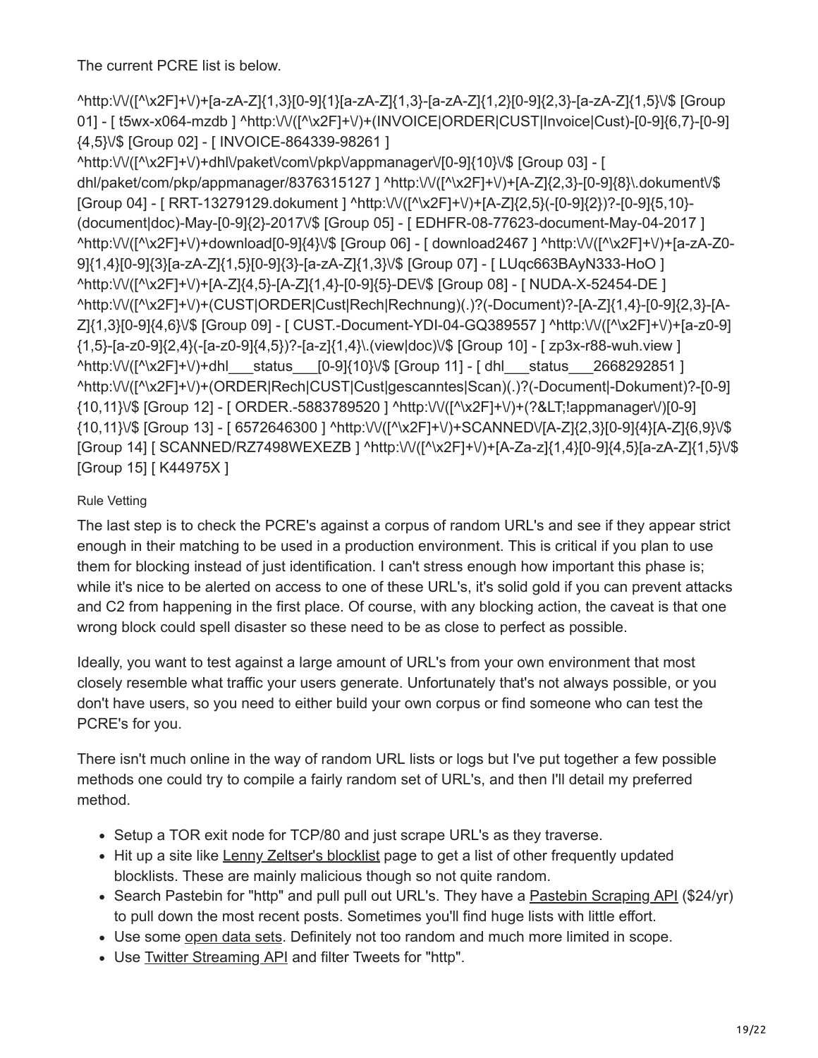The current PCRE list is below.

^http:\/\/([^\x2F]+\/)+[a-zA-Z]{1,3}[0-9]{1}[a-zA-Z]{1,3}-[a-zA-Z]{1,2}[0-9]{2,3}-[a-zA-Z]{1,5}\/$ [Group 01] - [ t5wx-x064-mzdb ] ^http:\/\/([^\x2F]+\/)+(INVOICE|ORDER|CUST|Invoice|Cust)-[0-9]{6,7}-[0-9]{4,5}\/$ [Group 02] - [ INVOICE-864339-98261 ] ^http:\/\/([^\x2F]+\/)+dhl\/paket\/com\/pkp\/appmanager\/[0-9]{10}\/$ [Group 03] - [ dhl/paket/com/pkp/appmanager/8376315127 ] ^http:\/\/([^\x2F]+\/)+[A-Z]{2,3}-[0-9]{8}\.dokument\/$ [Group 04] - [ RRT-13279129.dokument ] ^http:\/\/([^\x2F]+\/)+[A-Z]{2,5}(-[0-9]{2})?-[0-9]{5,10}-(document|doc)-May-[0-9]{2}-2017\/$ [Group 05] - [ EDHFR-08-77623-document-May-04-2017 ] ^http:\/\/([^\x2F]+\/)+download[0-9]{4}\/$ [Group 06] - [ download2467 ] ^http:\/\/([^\x2F]+\/)+[a-zA-Z0-9]{1,4}[0-9]{3}[a-zA-Z]{1,5}[0-9]{3}-[a-zA-Z]{1,3}\/$ [Group 07] - [ LUqc663BAyN333-HoO ] ^http:\/\/([^\x2F]+\/)+[A-Z]{4,5}-[A-Z]{1,4}-[0-9]{5}-DE\/$ [Group 08] - [ NUDA-X-52454-DE ] ^http:\/\/([^\x2F]+\/)+(CUST|ORDER|Cust|Rech|Rechnung)(.)?(-Document)?-[A-Z]{1,4}-[0-9]{2,3}-[A-Z]{1,3}[0-9]{4,6}\/$ [Group 09] - [ CUST.-Document-YDI-04-GQ389557 ] ^http:\/\/([^\x2F]+\/)+[a-z0-9]{1,5}-[a-z0-9]{2,4}(-[a-z0-9]{4,5})?-[a-z]{1,4}\.(view|doc)\/$ [Group 10] - [ zp3x-r88-wuh.view ] ^http:\/\/([^\x2F]+\/)+dhl___status___[0-9]{10}\/$ [Group 11] - [ dhl___status___2668292851 ] ^http:\/\/([^\x2F]+\/)+(ORDER|Rech|CUST|Cust|gescanntes|Scan)(.)?(-Document|-Dokument)?-[0-9]{10,11}\/$ [Group 12] - [ ORDER.-5883789520 ] ^http:\/\/([^\x2F]+\/)+(?&LT;!appmanager\/)[0-9]{10,11}\/$ [Group 13] - [ 6572646300 ] ^http:\/\/([^\x2F]+\/)+SCANNED\/[A-Z]{2,3}[0-9]{4}[A-Z]{6,9}\/$ [Group 14] [ SCANNED/RZ7498WEXEZB ] ^http:\/\/([^\x2F]+\/)+[A-Za-z]{1,4}[0-9]{4,5}[a-zA-Z]{1,5}\/$ [Group 15] [ K44975X ]

Rule Vetting

The last step is to check the PCRE's against a corpus of random URL's and see if they appear strict enough in their matching to be used in a production environment. This is critical if you plan to use them for blocking instead of just identification. I can't stress enough how important this phase is; while it's nice to be alerted on access to one of these URL's, it's solid gold if you can prevent attacks and C2 from happening in the first place. Of course, with any blocking action, the caveat is that one wrong block could spell disaster so these need to be as close to perfect as possible.

Ideally, you want to test against a large amount of URL's from your own environment that most closely resemble what traffic your users generate. Unfortunately that's not always possible, or you don't have users, so you need to either build your own corpus or find someone who can test the PCRE's for you.

There isn't much online in the way of random URL lists or logs but I've put together a few possible methods one could try to compile a fairly random set of URL's, and then I'll detail my preferred method.

- Setup a TOR exit node for TCP/80 and just scrape URL's as they traverse.
- Hit up a site like Lenny Zeltser's blocklist page to get a list of other frequently updated blocklists. These are mainly malicious though so not quite random.
- Search Pastebin for "http" and pull pull out URL's. They have a Pastebin Scraping API ($24/yr) to pull down the most recent posts. Sometimes you'll find huge lists with little effort.
- Use some open data sets. Definitely not too random and much more limited in scope.
- Use Twitter Streaming API and filter Tweets for "http".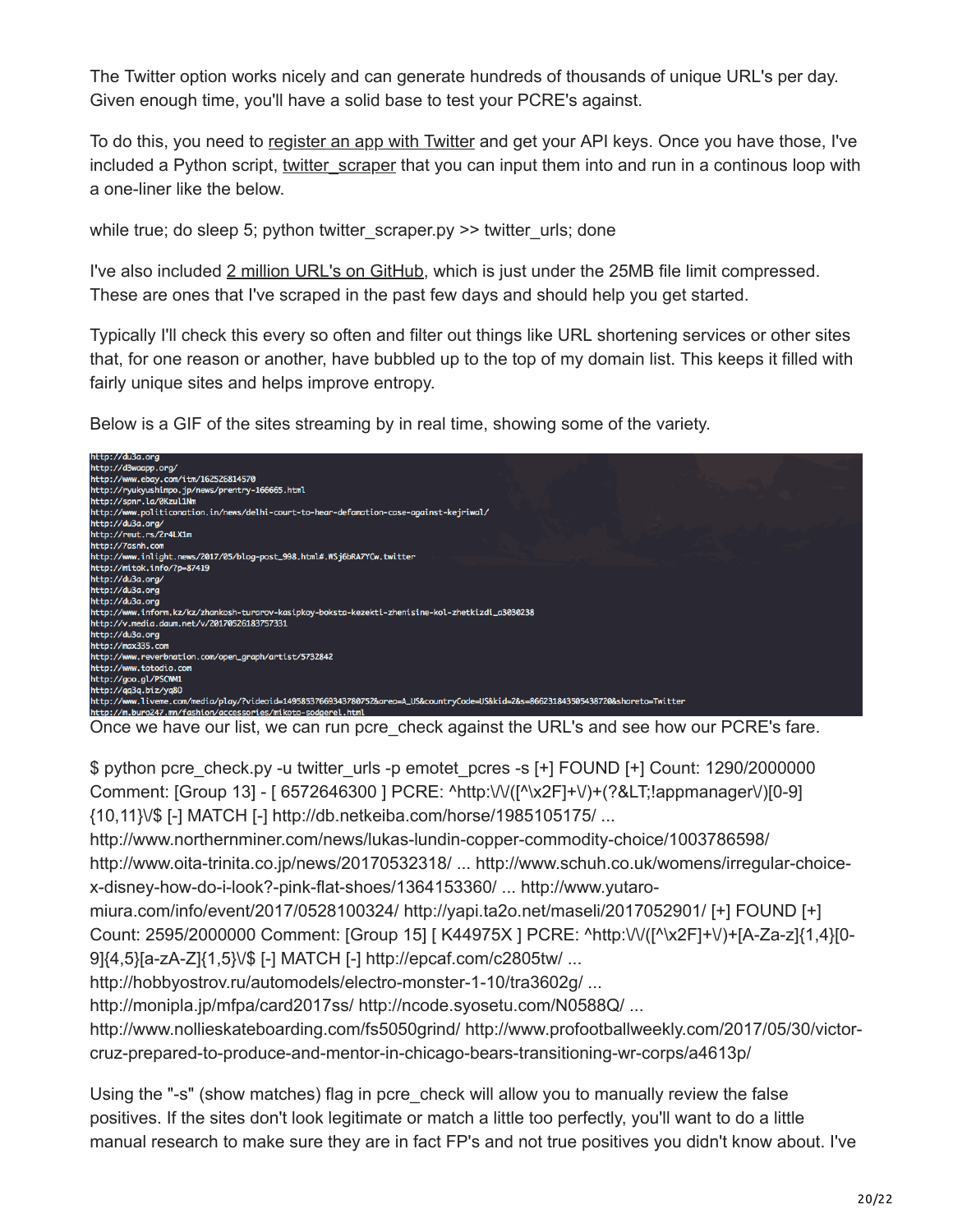The Twitter option works nicely and can generate hundreds of thousands of unique URL's per day. Given enough time, you'll have a solid base to test your PCRE's against.

To do this, you need to register an app with Twitter and get your API keys. Once you have those, I've included a Python script, twitter_scraper that you can input them into and run in a continous loop with a one-liner like the below.

```
while true; do sleep 5; python twitter_scraper.py >> twitter_urls; done
```

I've also included 2 million URL's on GitHub, which is just under the 25MB file limit compressed. These are ones that I've scraped in the past few days and should help you get started.

Typically I'll check this every so often and filter out things like URL shortening services or other sites that, for one reason or another, have bubbled up to the top of my domain list. This keeps it filled with fairly unique sites and helps improve entropy.

Below is a GIF of the sites streaming by in real time, showing some of the variety.

```
http://du3a.org
http://d3waapp.org/
http://www.ebay.com/itm/162526814570
http://ryukyushimpo.jp/news/prentry-166665.html
http://spnr.la/0Kzul1Nm
http://www.politiconation.in/news/delhi-court-to-hear-defamation-case-against-kejriwal/
http://du3a.org/
http://reut.rs/2r4LX1m
http://7asnh.com
http://www.inlight.news/2017/05/blog-post_998.html#.WSj6bRA7YCw.twitter
http://mitok.info/?p=87419
http://du3a.org/
http://du3a.org
http://du3a.org
http://www.inform.kz/kz/zhankosh-turarov-kasipkoy-boksta-kezekti-zhenisine-kol-zhetkizdi_a3030238
http://v.media.daum.net/v/20170526183757331
http://du3a.org
http://max335.com
http://www.reverbnation.com/open_graph/artist/5732842
http://www.totodio.com
http://goo.gl/PSCWM1
http://qq3q.biz/yq8O
http://www.liveme.com/media/play/?videoid=14958537669343780752&area=A_US&countryCode=US&kid=2&s=866231843505438720&shareto=Twitter
http://m.buro247.mn/fashion/accessories/mikoto-sodgerel.html
```

Once we have our list, we can run pcre_check against the URL's and see how our PCRE's fare.

```
$ python pcre_check.py -u twitter_urls -p emotet_pcres -s [+] FOUND [+] Count: 1290/2000000 Comment: [Group 13] - [ 6572646300 ] PCRE: ^http:\/\/([^\x2F]+\/)+(?&LT;!appmanager\/)[0-9]{10,11}\/$ [-] MATCH [-] http://db.netkeiba.com/horse/1985105175/ ... http://www.northernminer.com/news/lukas-lundin-copper-commodity-choice/1003786598/ http://www.oita-trinita.co.jp/news/20170532318/ ... http://www.schuh.co.uk/womens/irregular-choice-x-disney-how-do-i-look?-pink-flat-shoes/1364153360/ ... http://www.yutaro-miura.com/info/event/2017/0528100324/ http://yapi.ta2o.net/maseli/2017052901/ [+] FOUND [+] Count: 2595/2000000 Comment: [Group 15] [ K44975X ] PCRE: ^http:\/\/([^\x2F]+\/)+[A-Za-z]{1,4}[0-9]{4,5}[a-zA-Z]{1,5}\/$ [-] MATCH [-] http://epcaf.com/c2805tw/ ... http://hobbyostrov.ru/automodels/electro-monster-1-10/tra3602g/ ... http://monipla.jp/mfpa/card2017ss/ http://ncode.syosetu.com/N0588Q/ ... http://www.nollieskateboarding.com/fs5050grind/ http://www.profootballweekly.com/2017/05/30/victor-cruz-prepared-to-produce-and-mentor-in-chicago-bears-transitioning-wr-corps/a4613p/
```

Using the "-s" (show matches) flag in pcre_check will allow you to manually review the false positives. If the sites don't look legitimate or match a little too perfectly, you'll want to do a little manual research to make sure they are in fact FP's and not true positives you didn't know about. I've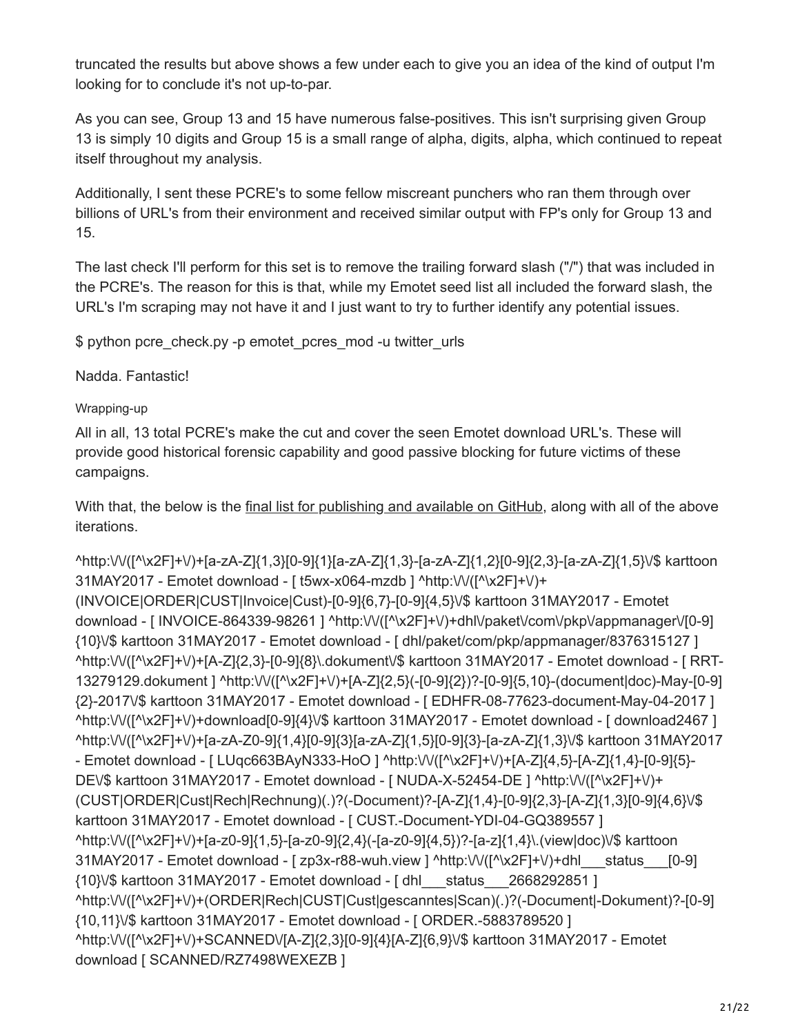truncated the results but above shows a few under each to give you an idea of the kind of output I'm looking for to conclude it's not up-to-par.

As you can see, Group 13 and 15 have numerous false-positives. This isn't surprising given Group 13 is simply 10 digits and Group 15 is a small range of alpha, digits, alpha, which continued to repeat itself throughout my analysis.

Additionally, I sent these PCRE's to some fellow miscreant punchers who ran them through over billions of URL's from their environment and received similar output with FP's only for Group 13 and 15.

The last check I'll perform for this set is to remove the trailing forward slash ("/") that was included in the PCRE's. The reason for this is that, while my Emotet seed list all included the forward slash, the URL's I'm scraping may not have it and I just want to try to further identify any potential issues.

```
$ python pcre_check.py -p emotet_pcres_mod -u twitter_urls
```

Nadda. Fantastic!

### Wrapping-up

All in all, 13 total PCRE's make the cut and cover the seen Emotet download URL's. These will provide good historical forensic capability and good passive blocking for future victims of these campaigns.

With that, the below is the final list for publishing and available on GitHub, along with all of the above iterations.

```
^http:\/\/([^\x2F]+\/)+[a-zA-Z]{1,3}[0-9]{1}[a-zA-Z]{1,3}-[a-zA-Z]{1,2}[0-9]{2,3}-[a-zA-Z]{1,5}\/$ karttoon 31MAY2017 - Emotet download - [ t5wx-x064-mzdb ] ^http:\/\/([^\x2F]+\/)+(INVOICE|ORDER|CUST|Invoice|Cust)-[0-9]{6,7}-[0-9]{4,5}\/$ karttoon 31MAY2017 - Emotet download - [ INVOICE-864339-98261 ] ^http:\/\/([^\x2F]+\/)+dhl\/paket\/com\/pkp\/appmanager\/[0-9]{10}\/$ karttoon 31MAY2017 - Emotet download - [ dhl/paket/com/pkp/appmanager/8376315127 ] ^http:\/\/([^\x2F]+\/)+[A-Z]{2,3}-[0-9]{8}\.dokument\/$ karttoon 31MAY2017 - Emotet download - [ RRT-13279129.dokument ] ^http:\/\/([^\x2F]+\/)+[A-Z]{2,5}(-[0-9]{2})?-[0-9]{5,10}-(document|doc)-May-[0-9]{2}-2017\/$ karttoon 31MAY2017 - Emotet download - [ EDHFR-08-77623-document-May-04-2017 ] ^http:\/\/([^\x2F]+\/)+download[0-9]{4}\/$ karttoon 31MAY2017 - Emotet download - [ download2467 ] ^http:\/\/([^\x2F]+\/)+[a-zA-Z0-9]{1,4}[0-9]{3}[a-zA-Z]{1,5}[0-9]{3}-[a-zA-Z]{1,3}\/$ karttoon 31MAY2017 - Emotet download - [ LUqc663BAyN333-HoO ] ^http:\/\/([^\x2F]+\/)+[A-Z]{4,5}-[A-Z]{1,4}-[0-9]{5}-DE\/$ karttoon 31MAY2017 - Emotet download - [ NUDA-X-52454-DE ] ^http:\/\/([^\x2F]+\/)+(CUST|ORDER|Cust|Rech|Rechnung)(.)?(-Document)?-[A-Z]{1,4}-[0-9]{2,3}-[A-Z]{1,3}[0-9]{4,6}\/$ karttoon 31MAY2017 - Emotet download - [ CUST.-Document-YDI-04-GQ389557 ] ^http:\/\/([^\x2F]+\/)+[a-z0-9]{1,5}-[a-z0-9]{2,4}(-[a-z0-9]{4,5})?-[a-z]{1,4}\.(view|doc)\/$ karttoon 31MAY2017 - Emotet download - [ zp3x-r88-wuh.view ] ^http:\/\/([^\x2F]+\/)+dhl___status___[0-9]{10}\/$ karttoon 31MAY2017 - Emotet download - [ dhl___status___2668292851 ] ^http:\/\/([^\x2F]+\/)+(ORDER|Rech|CUST|Cust|gescanntes|Scan)(.)?(-Document|-Dokument)?-[0-9]{10,11}\/$ karttoon 31MAY2017 - Emotet download - [ ORDER.-5883789520 ] ^http:\/\/([^\x2F]+\/)+SCANNED\/[A-Z]{2,3}[0-9]{4}[A-Z]{6,9}\/$ karttoon 31MAY2017 - Emotet download [ SCANNED/RZ7498WEXEZB ]
```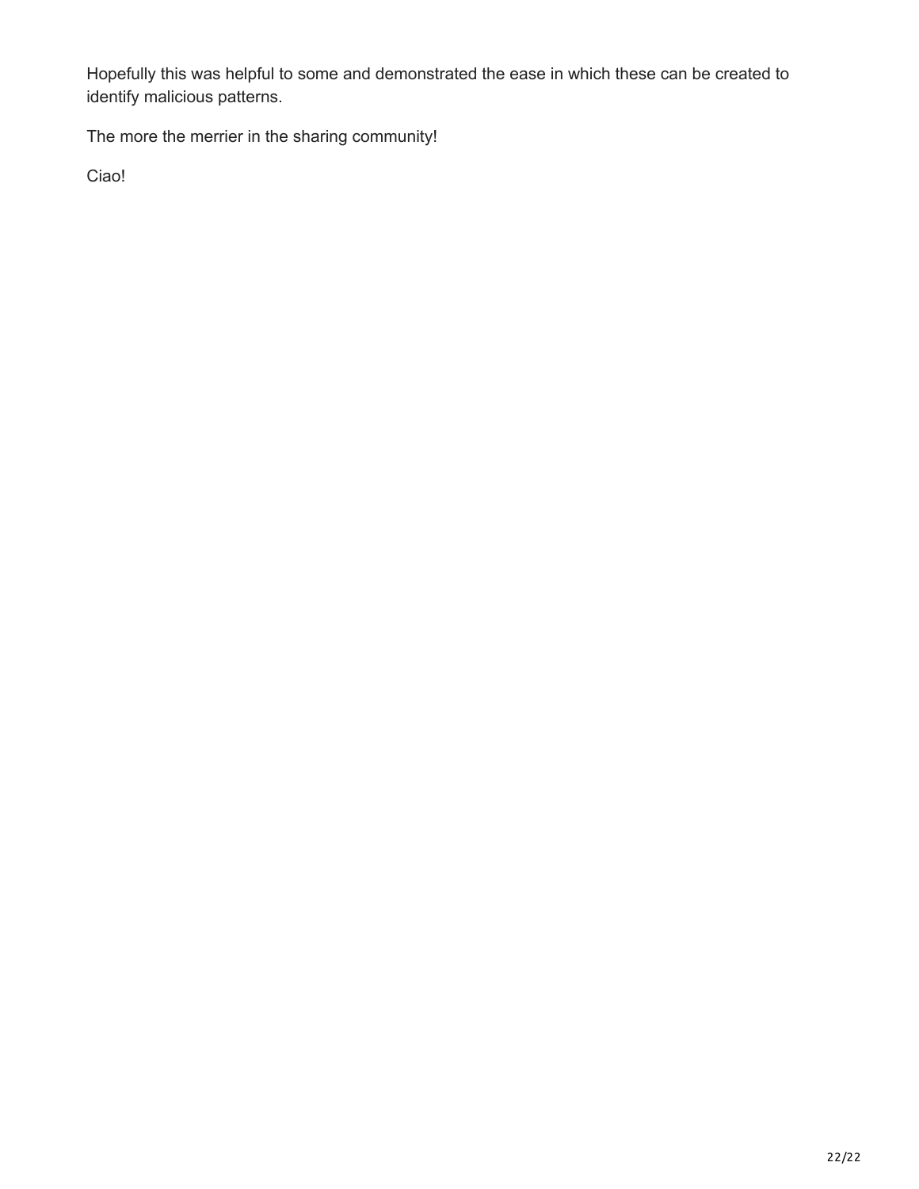Hopefully this was helpful to some and demonstrated the ease in which these can be created to identify malicious patterns.

The more the merrier in the sharing community!

Ciao!